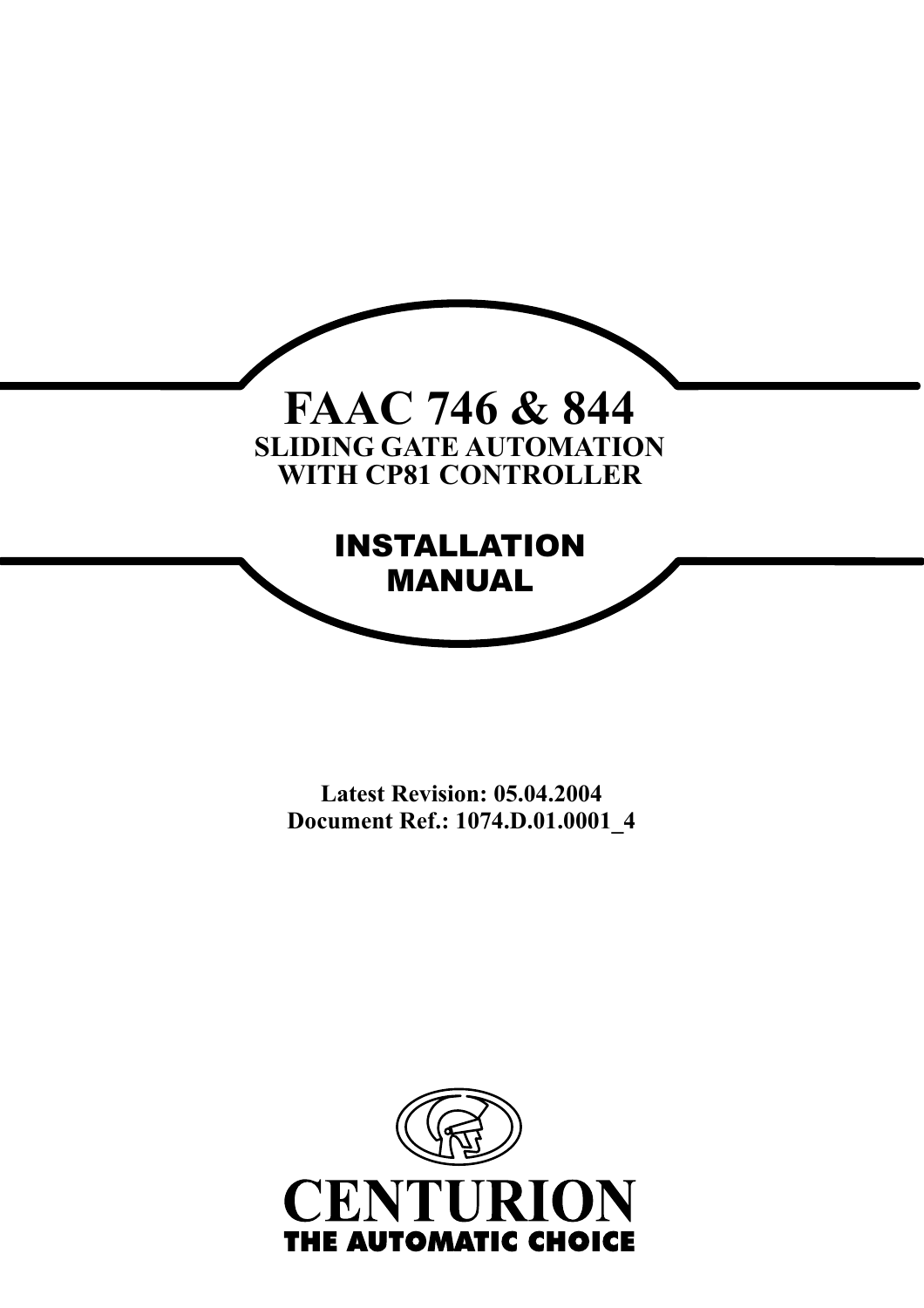# FAAC 746 & 844

## SLIDING GATE AUTOMATION WITH CP81 CONTROLLER

## INSTALLATION MANUAL

**Latest Revision: 05.04.2004**
**Document Ref.: 1074.D.01.0001_4**

**CENTURION**
**THE AUTOMATIC CHOICE**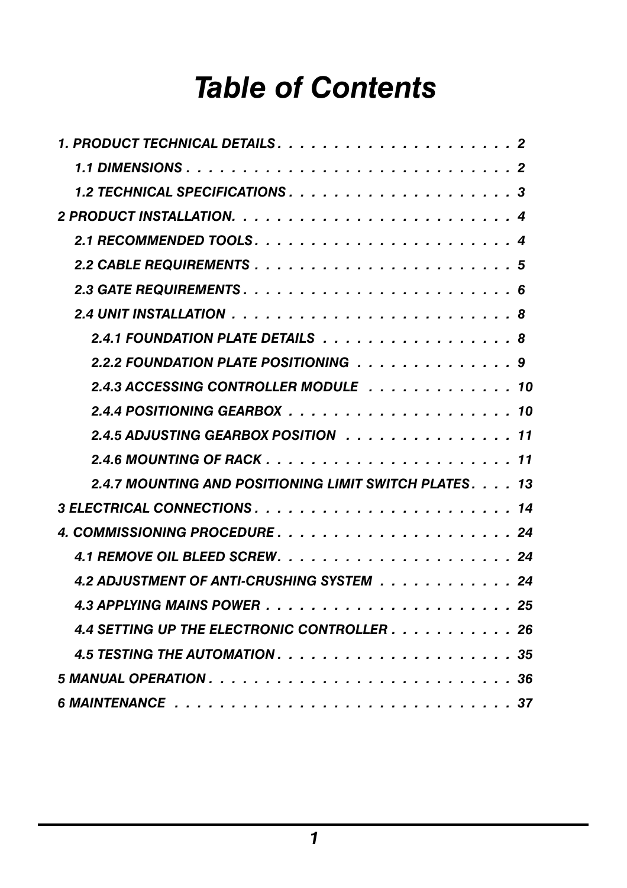# *Table of Contents*

*1. PRODUCT TECHNICAL DETAILS . . . . . . . . . . . . . . . . . . . . . . 2*

*1.1 DIMENSIONS . . . . . . . . . . . . . . . . . . . . . . . . . . . . . 2*

*1.2 TECHNICAL SPECIFICATIONS . . . . . . . . . . . . . . . . . . . . 3*

*2 PRODUCT INSTALLATION. . . . . . . . . . . . . . . . . . . . . . . . . 4*

*2.1 RECOMMENDED TOOLS . . . . . . . . . . . . . . . . . . . . . . . 4*

*2.2 CABLE REQUIREMENTS . . . . . . . . . . . . . . . . . . . . . . . 5*

*2.3 GATE REQUIREMENTS . . . . . . . . . . . . . . . . . . . . . . . . 6*

*2.4 UNIT INSTALLATION . . . . . . . . . . . . . . . . . . . . . . . . . 8*

*2.4.1 FOUNDATION PLATE DETAILS . . . . . . . . . . . . . . . . . 8*

*2.2.2 FOUNDATION PLATE POSITIONING . . . . . . . . . . . . . . 9*

*2.4.3 ACCESSING CONTROLLER MODULE . . . . . . . . . . . . . 10*

*2.4.4 POSITIONING GEARBOX . . . . . . . . . . . . . . . . . . . . 10*

*2.4.5 ADJUSTING GEARBOX POSITION . . . . . . . . . . . . . . . 11*

*2.4.6 MOUNTING OF RACK . . . . . . . . . . . . . . . . . . . . . . 11*

*2.4.7 MOUNTING AND POSITIONING LIMIT SWITCH PLATES . . . . 13*

*3 ELECTRICAL CONNECTIONS . . . . . . . . . . . . . . . . . . . . . . . 14*

*4. COMMISSIONING PROCEDURE . . . . . . . . . . . . . . . . . . . . . 24*

*4.1 REMOVE OIL BLEED SCREW. . . . . . . . . . . . . . . . . . . . . 24*

*4.2 ADJUSTMENT OF ANTI-CRUSHING SYSTEM . . . . . . . . . . . . 24*

*4.3 APPLYING MAINS POWER . . . . . . . . . . . . . . . . . . . . . . 25*

*4.4 SETTING UP THE ELECTRONIC CONTROLLER . . . . . . . . . . . 26*

*4.5 TESTING THE AUTOMATION . . . . . . . . . . . . . . . . . . . . . 35*

*5 MANUAL OPERATION . . . . . . . . . . . . . . . . . . . . . . . . . . . 36*

*6 MAINTENANCE . . . . . . . . . . . . . . . . . . . . . . . . . . . . . . 37*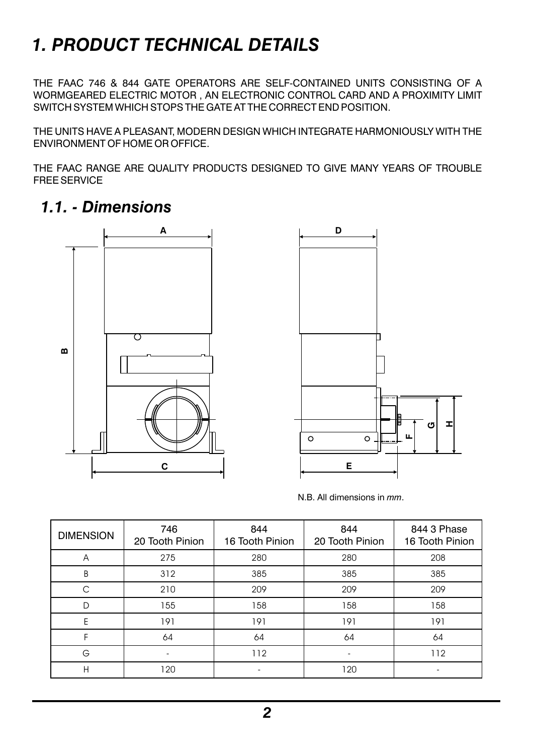# 1. PRODUCT TECHNICAL DETAILS

THE FAAC 746 & 844 GATE OPERATORS ARE SELF-CONTAINED UNITS CONSISTING OF A WORMGEARED ELECTRIC MOTOR , AN ELECTRONIC CONTROL CARD AND A PROXIMITY LIMIT SWITCH SYSTEM WHICH STOPS THE GATE AT THE CORRECT END POSITION.

THE UNITS HAVE A PLEASANT, MODERN DESIGN WHICH INTEGRATE HARMONIOUSLY WITH THE ENVIRONMENT OF HOME OR OFFICE.

THE FAAC RANGE ARE QUALITY PRODUCTS DESIGNED TO GIVE MANY YEARS OF TROUBLE FREE SERVICE

## 1.1. - Dimensions

N.B. All dimensions in *mm*.

| DIMENSION | 746 20 Tooth Pinion | 844 16 Tooth Pinion | 844 20 Tooth Pinion | 844 3 Phase 16 Tooth Pinion |
|---|---|---|---|---|
| A | 275 | 280 | 280 | 208 |
| B | 312 | 385 | 385 | 385 |
| C | 210 | 209 | 209 | 209 |
| D | 155 | 158 | 158 | 158 |
| E | 191 | 191 | 191 | 191 |
| F | 64 | 64 | 64 | 64 |
| G | - | 112 | - | 112 |
| H | 120 | - | 120 | - |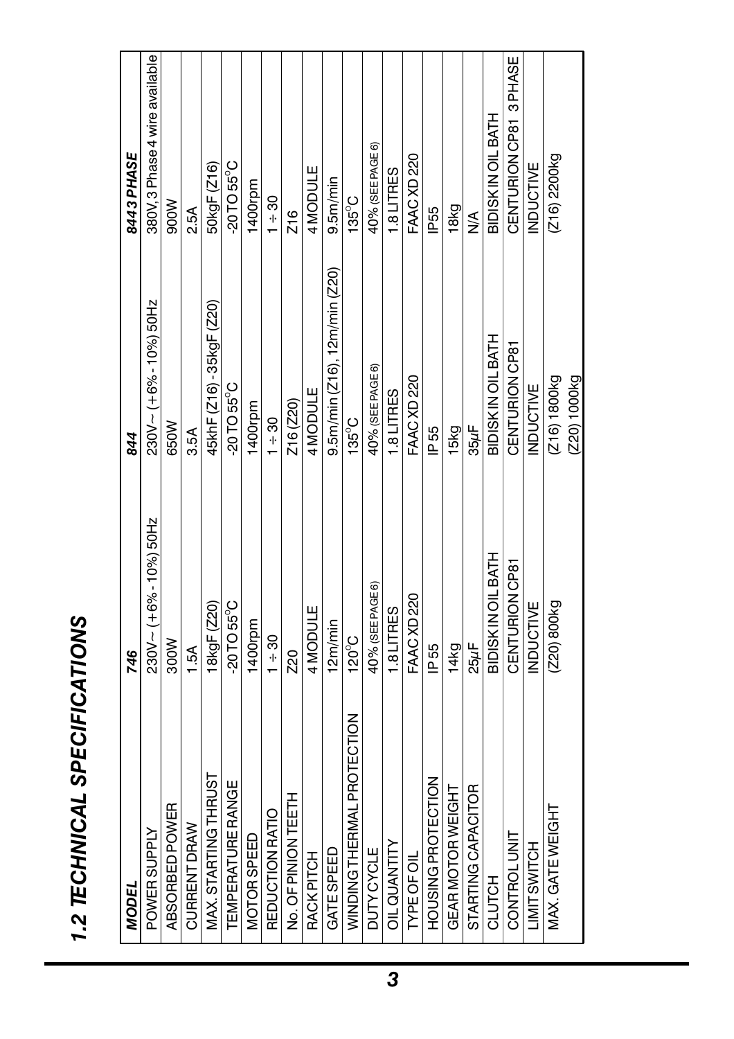## 1.2 TECHNICAL SPECIFICATIONS

| MODEL | 746 | 844 | 844 3 PHASE |
|---|---|---|---|
| POWER SUPPLY | 230V~ (+6% - 10%) 50Hz | 230V~ (+6% - 10%) 50Hz | 380V, 3 Phase 4 wire available |
| ABSORBED POWER | 300W | 650W | 900W |
| CURRENT DRAW | 1.5A | 3.5A | 2.5A |
| MAX. STARTING THRUST | 18kgF (Z20) | 45khF (Z16) - 35kgF (Z20) | 50kgF (Z16) |
| TEMPERATURE RANGE | -20 TO 55°C | -20 TO 55°C | -20 TO 55°C |
| MOTOR SPEED | 1400rpm | 1400rpm | 1400rpm |
| REDUCTION RATIO | 1 ÷ 30 | 1 ÷ 30 | 1 ÷ 30 |
| No. OF PINION TEETH | Z20 | Z16 (Z20) | Z16 |
| RACK PITCH | 4 MODULE | 4 MODULE | 4 MODULE |
| GATE SPEED | 12m/min | 9.5m/min (Z16), 12m/min (Z20) | 9.5m/min |
| WINDING THERMAL PROTECTION | 120°C | 135°C | 135°C |
| DUTY CYCLE | 40% (SEE PAGE 6) | 40% (SEE PAGE 6) | 40% (SEE PAGE 6) |
| OIL QUANTITY | 1.8 LITRES | 1.8 LITRES | 1.8 LITRES |
| TYPE OF OIL | FAAC XD 220 | FAAC XD 220 | FAAC XD 220 |
| HOUSING PROTECTION | IP 55 | IP 55 | IP55 |
| GEAR MOTOR WEIGHT | 14kg | 15kg | 18kg |
| STARTING CAPACITOR | 25μF | 35μF | N/A |
| CLUTCH | BIDISK IN OIL BATH | BIDISK IN OIL BATH | BIDISK IN OIL BATH |
| CONTROL UNIT | CENTURION CP81 | CENTURION CP81 | CENTURION CP81 3 PHASE |
| LIMIT SWITCH | INDUCTIVE | INDUCTIVE | INDUCTIVE |
| MAX. GATE WEIGHT | (Z20) 800kg | (Z16) 1800kg (Z20) 1000kg | (Z16) 2200kg |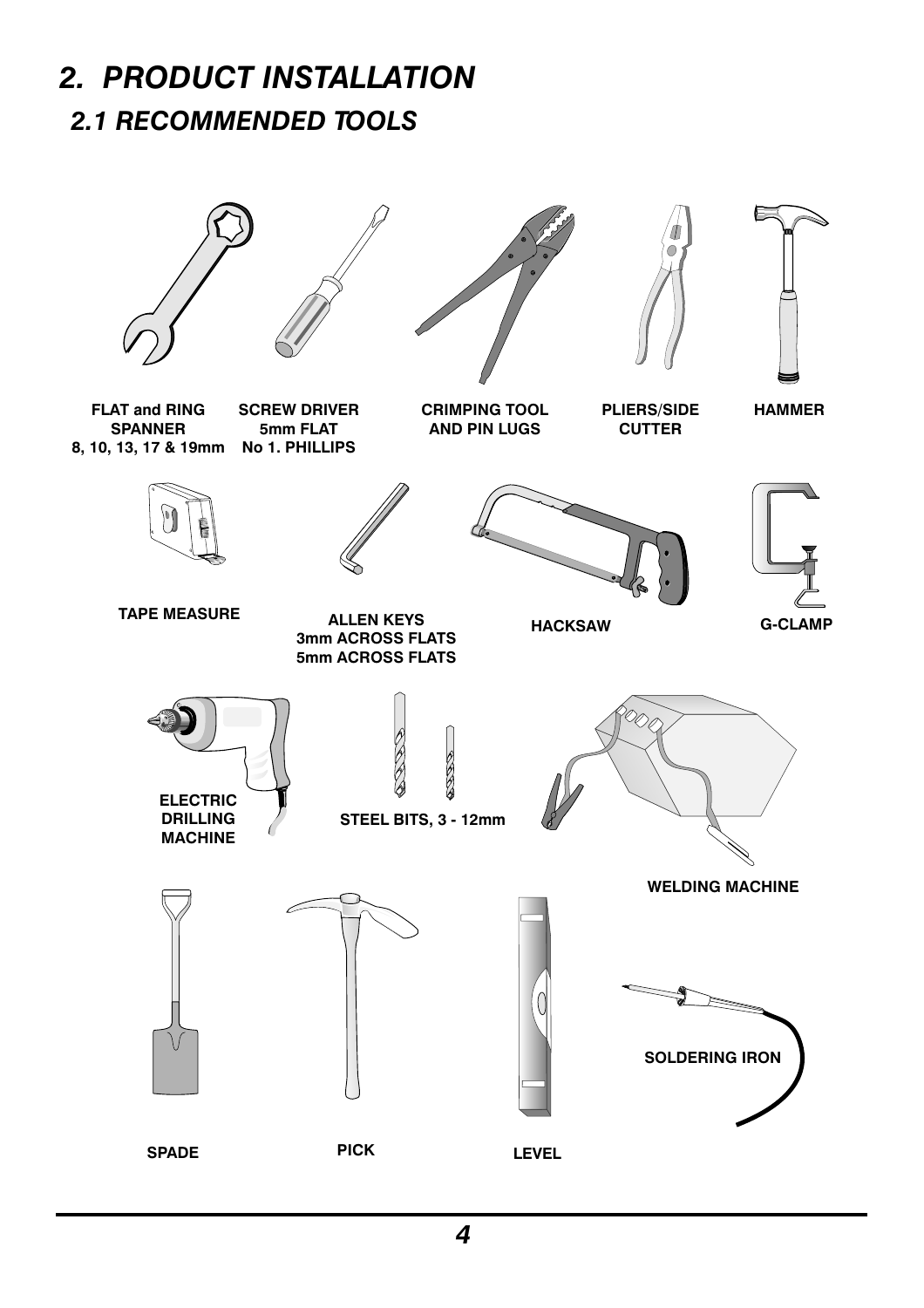# 2. PRODUCT INSTALLATION

## 2.1 RECOMMENDED TOOLS

**FLAT and RING SPANNER**
**8, 10, 13, 17 & 19mm**

**SCREW DRIVER**
**5mm FLAT**
**No 1. PHILLIPS**

**CRIMPING TOOL AND PIN LUGS**

**PLIERS/SIDE CUTTER**

**HAMMER**

**TAPE MEASURE**

**ALLEN KEYS**
**3mm ACROSS FLATS**
**5mm ACROSS FLATS**

**HACKSAW**

**G-CLAMP**

**ELECTRIC DRILLING MACHINE**

**STEEL BITS, 3 - 12mm**

**WELDING MACHINE**

**SOLDERING IRON**

**SPADE**

**PICK**

**LEVEL**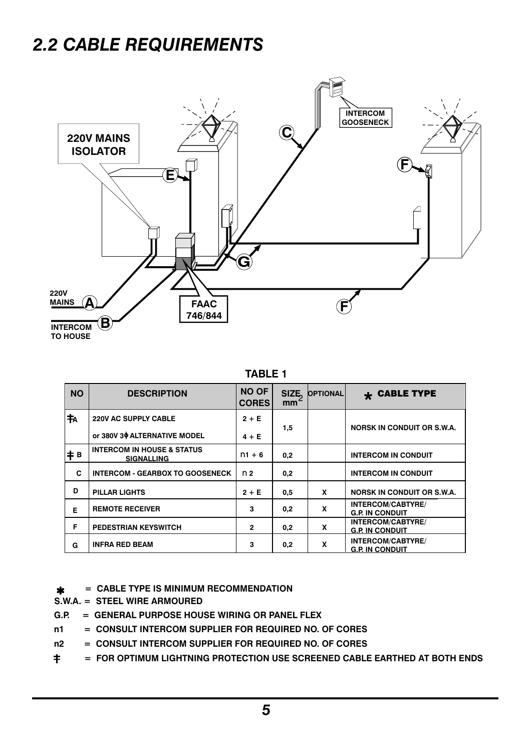## *2.2 CABLE REQUIREMENTS*

220V MAINS ISOLATOR

INTERCOM GOOSENECK

220V MAINS A

INTERCOM TO HOUSE B

FAAC 746/844

**TABLE 1**

| NO | DESCRIPTION | NO OF CORES | SIZE $mm^2$ | OPTIONAL | * CABLE TYPE |
|---|---|---|---|---|---|
| ǂA | 220V AC SUPPLY CABLE<br>or 380V 3ϕ ALTERNATIVE MODEL | 2 + E<br>4 + E | 1,5 | | NORSK IN CONDUIT OR S.W.A. |
| ǂ B | INTERCOM IN HOUSE & STATUS SIGNALLING | n1 + 6 | 0,2 | | INTERCOM IN CONDUIT |
| C | INTERCOM - GEARBOX TO GOOSENECK | n 2 | 0,2 | | INTERCOM IN CONDUIT |
| D | PILLAR LIGHTS | 2 + E | 0,5 | X | NORSK IN CONDUIT OR S.W.A. |
| E | REMOTE RECEIVER | 3 | 0,2 | X | INTERCOM/CABTYRE/ G.P. IN CONDUIT |
| F | PEDESTRIAN KEYSWITCH | 2 | 0,2 | X | INTERCOM/CABTYRE/ G.P. IN CONDUIT |
| G | INFRA RED BEAM | 3 | 0,2 | X | INTERCOM/CABTYRE/ G.P. IN CONDUIT |

- \* = CABLE TYPE IS MINIMUM RECOMMENDATION
- S.W.A. = STEEL WIRE ARMOURED
- G.P. = GENERAL PURPOSE HOUSE WIRING OR PANEL FLEX
- n1 = CONSULT INTERCOM SUPPLIER FOR REQUIRED NO. OF CORES
- n2 = CONSULT INTERCOM SUPPLIER FOR REQUIRED NO. OF CORES
- ǂ = FOR OPTIMUM LIGHTNING PROTECTION USE SCREENED CABLE EARTHED AT BOTH ENDS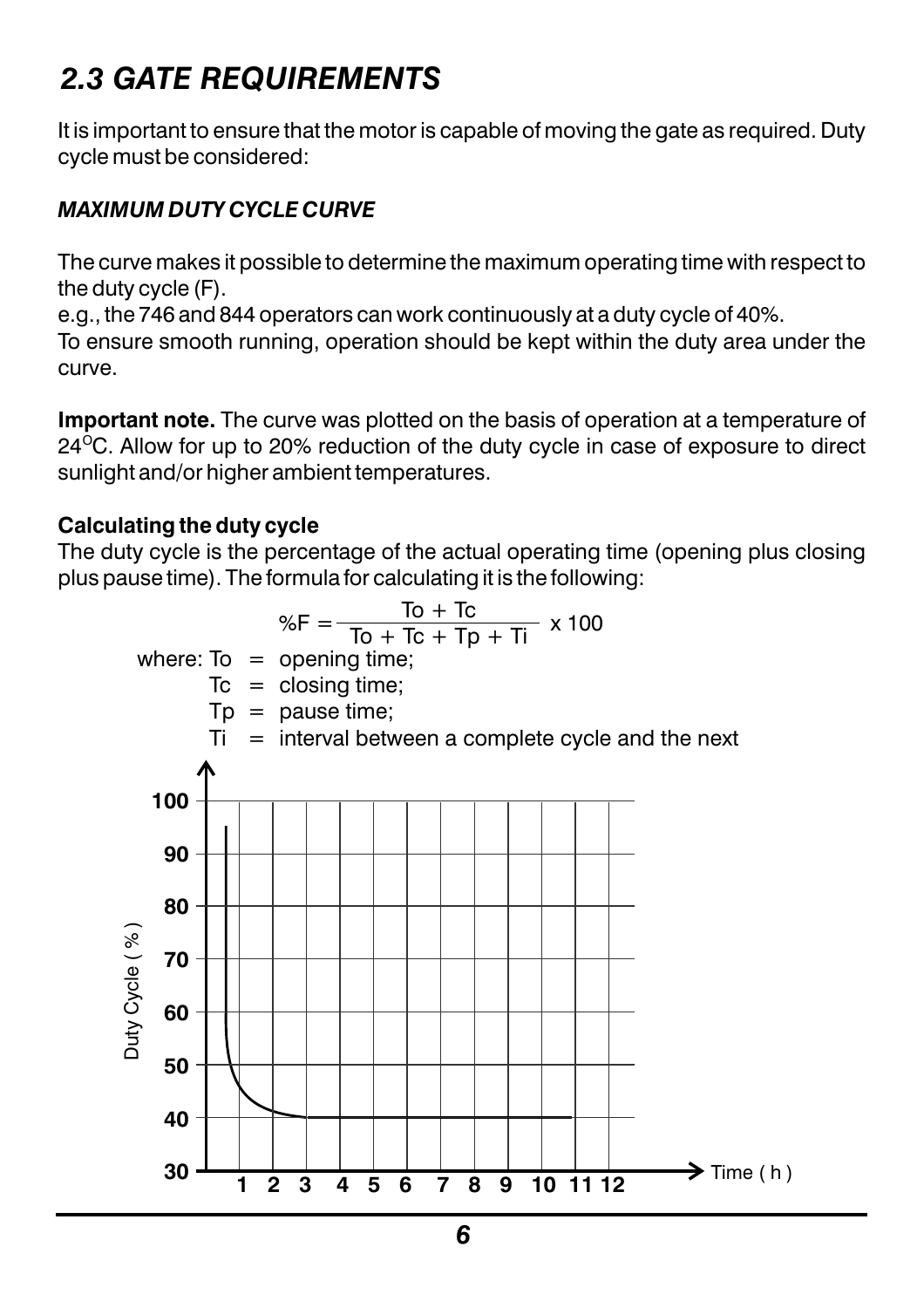## 2.3 GATE REQUIREMENTS

It is important to ensure that the motor is capable of moving the gate as required. Duty cycle must be considered:

***MAXIMUM DUTY CYCLE CURVE***

The curve makes it possible to determine the maximum operating time with respect to the duty cycle (F).
e.g., the 746 and 844 operators can work continuously at a duty cycle of 40%.
To ensure smooth running, operation should be kept within the duty area under the curve.

**Important note.** The curve was plotted on the basis of operation at a temperature of 24°C. Allow for up to 20% reduction of the duty cycle in case of exposure to direct sunlight and/or higher ambient temperatures.

**Calculating the duty cycle**
The duty cycle is the percentage of the actual operating time (opening plus closing plus pause time). The formula for calculating it is the following:

$$\%F = \frac{To + Tc}{To + Tc + Tp + Ti} \times 100$$

where: To = opening time;
Tc = closing time;
Tp = pause time;
Ti = interval between a complete cycle and the next

Duty Cycle ( % )

100
90
80
70
60
50
40
30

1 2 3 4 5 6 7 8 9 10 11 12 Time ( h )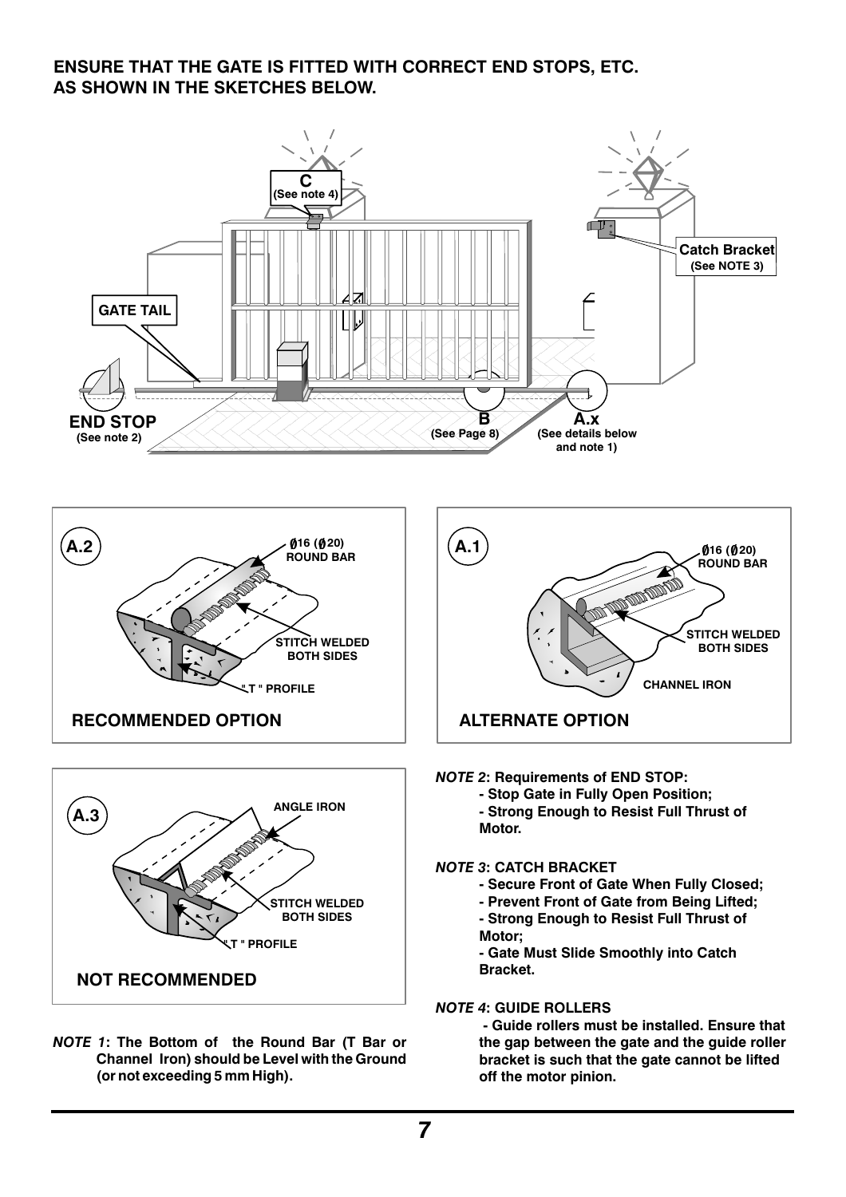**ENSURE THAT THE GATE IS FITTED WITH CORRECT END STOPS, ETC. AS SHOWN IN THE SKETCHES BELOW.**

C (See note 4)

Catch Bracket (See NOTE 3)

GATE TAIL

END STOP (See note 2)

B (See Page 8)

A.x (See details below and note 1)

**A.2**

Ø16 (Ø20) ROUND BAR

STITCH WELDED BOTH SIDES

"T " PROFILE

**RECOMMENDED OPTION**

**A.1**

Ø16 (Ø20) ROUND BAR

STITCH WELDED BOTH SIDES

CHANNEL IRON

**ALTERNATE OPTION**

**A.3**

ANGLE IRON

STITCH WELDED BOTH SIDES

"T " PROFILE

**NOT RECOMMENDED**

***NOTE 1*: The Bottom of the Round Bar (T Bar or Channel Iron) should be Level with the Ground (or not exceeding 5 mm High).**

***NOTE 2*: Requirements of END STOP:**
- **Stop Gate in Fully Open Position;**
- **Strong Enough to Resist Full Thrust of Motor.**

***NOTE 3*: CATCH BRACKET**
- **Secure Front of Gate When Fully Closed;**
- **Prevent Front of Gate from Being Lifted;**
- **Strong Enough to Resist Full Thrust of Motor;**
- **Gate Must Slide Smoothly into Catch Bracket.**

***NOTE 4*: GUIDE ROLLERS**
- **Guide rollers must be installed. Ensure that the gap between the gate and the guide roller bracket is such that the gate cannot be lifted off the motor pinion.**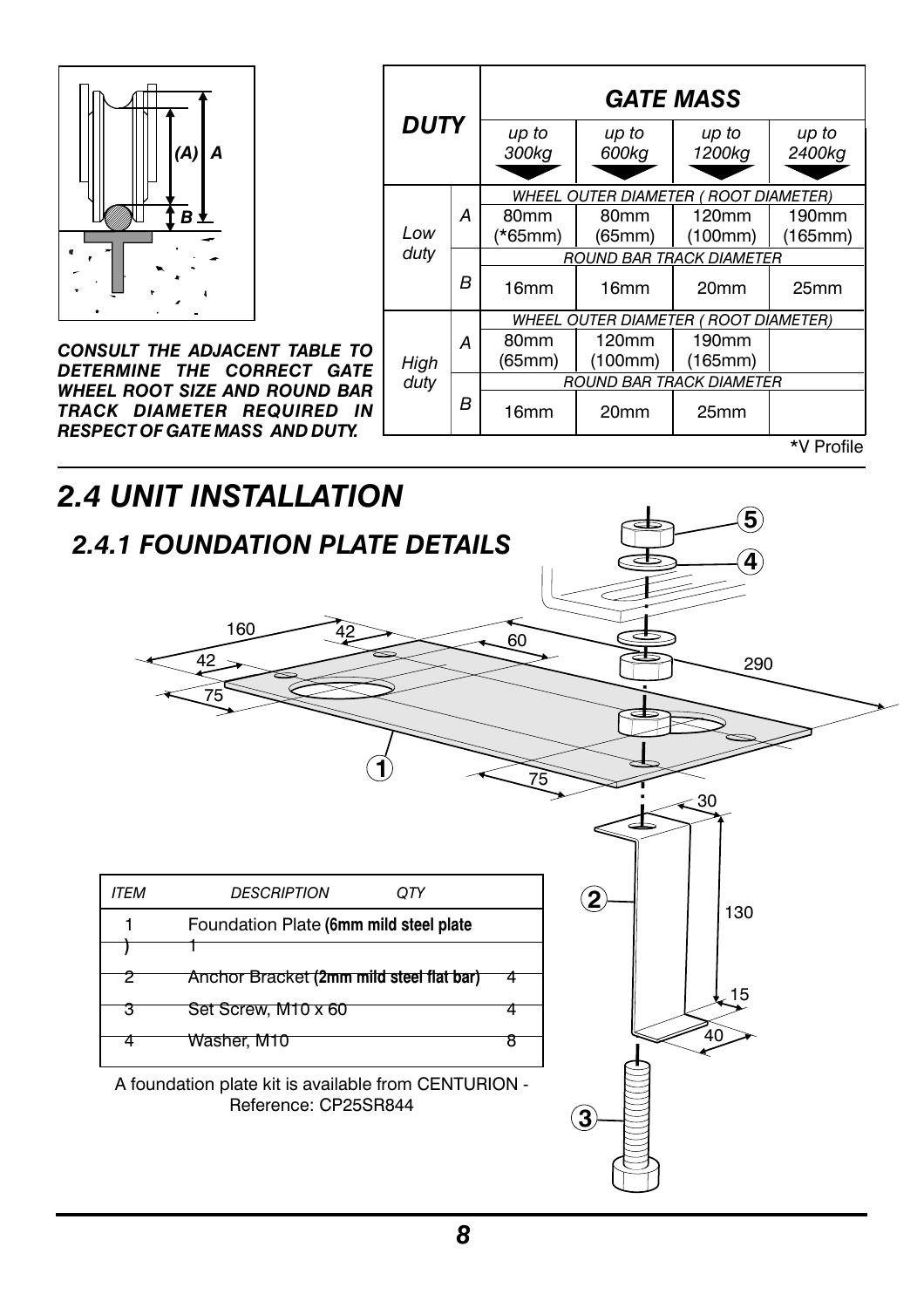***CONSULT THE ADJACENT TABLE TO DETERMINE THE CORRECT GATE WHEEL ROOT SIZE AND ROUND BAR TRACK DIAMETER REQUIRED IN RESPECT OF GATE MASS AND DUTY.***

| ***DUTY*** | | ***GATE MASS*** | | | |
|---|---|---|---|---|---|
| | | *up to 300kg* | *up to 600kg* | *up to 1200kg* | *up to 2400kg* |
| *Low duty* | | *WHEEL OUTER DIAMETER ( ROOT DIAMETER)* | | | |
| | *A* | 80mm (*65mm) | 80mm (65mm) | 120mm (100mm) | 190mm (165mm) |
| | | *ROUND BAR TRACK DIAMETER* | | | |
| | *B* | 16mm | 16mm | 20mm | 25mm |
| *High duty* | | *WHEEL OUTER DIAMETER ( ROOT DIAMETER)* | | | |
| | *A* | 80mm (65mm) | 120mm (100mm) | 190mm (165mm) | |
| | | *ROUND BAR TRACK DIAMETER* | | | |
| | *B* | 16mm | 20mm | 25mm | |

*V Profile

# *2.4 UNIT INSTALLATION*

## *2.4.1 FOUNDATION PLATE DETAILS*

| *ITEM* | *DESCRIPTION* | *QTY* |
|---|---|---|
| 1 | Foundation Plate **(6mm mild steel plate)** | 1 |
| 2 | Anchor Bracket **(2mm mild steel flat bar)** | 4 |
| 3 | Set Screw, M10 x 60 | 4 |
| 4 | Washer, M10 | 8 |

A foundation plate kit is available from CENTURION - Reference: CP25SR844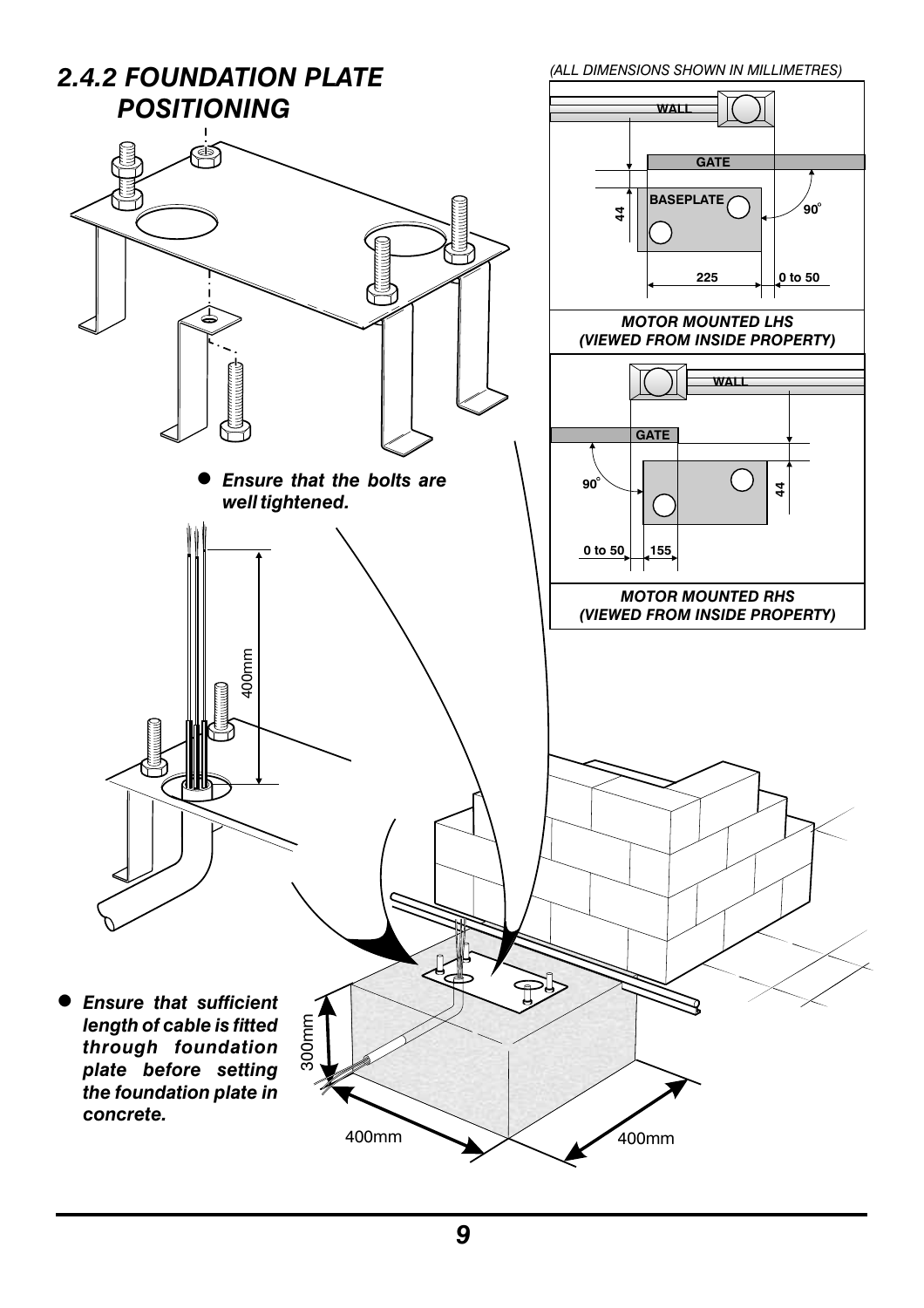## 2.4.2 FOUNDATION PLATE POSITIONING

*(ALL DIMENSIONS SHOWN IN MILLIMETRES)*

WALL

GATE

BASEPLATE

44

90°

225

0 to 50

***MOTOR MOUNTED LHS (VIEWED FROM INSIDE PROPERTY)***

WALL

GATE

90°

44

0 to 50

155

***MOTOR MOUNTED RHS (VIEWED FROM INSIDE PROPERTY)***

- ***Ensure that the bolts are well tightened.***

400mm

- ***Ensure that sufficient length of cable is fitted through foundation plate before setting the foundation plate in concrete.***

300mm

400mm

400mm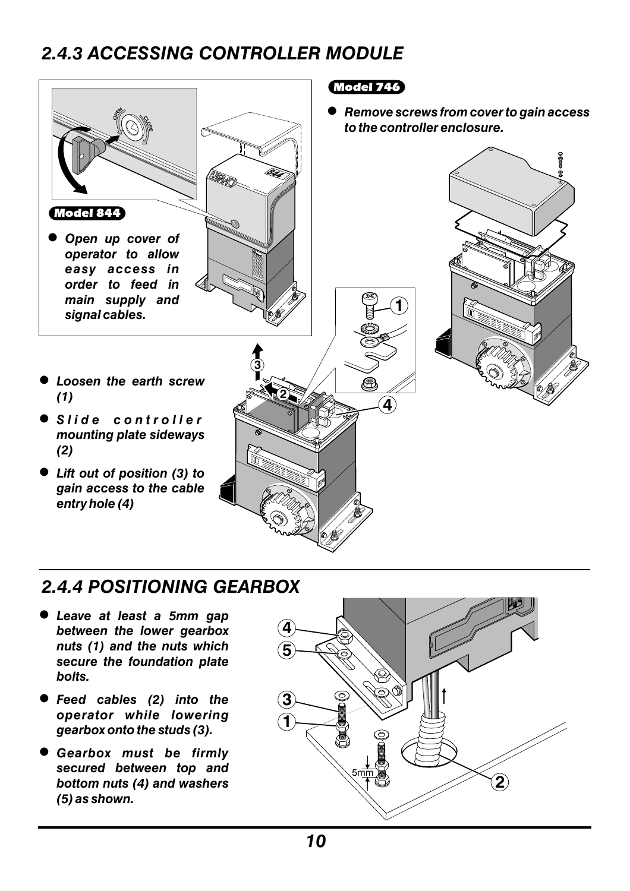## 2.4.3 ACCESSING CONTROLLER MODULE

**Model 844**

- *Open up cover of operator to allow easy access in order to feed in main supply and signal cables.*

**Model 746**

- *Remove screws from cover to gain access to the controller enclosure.*

- *Loosen the earth screw (1)*
- *Slide controller mounting plate sideways (2)*
- *Lift out of position (3) to gain access to the cable entry hole (4)*

## 2.4.4 POSITIONING GEARBOX

- *Leave at least a 5mm gap between the lower gearbox nuts (1) and the nuts which secure the foundation plate bolts.*
- *Feed cables (2) into the operator while lowering gearbox onto the studs (3).*
- *Gearbox must be firmly secured between top and bottom nuts (4) and washers (5) as shown.*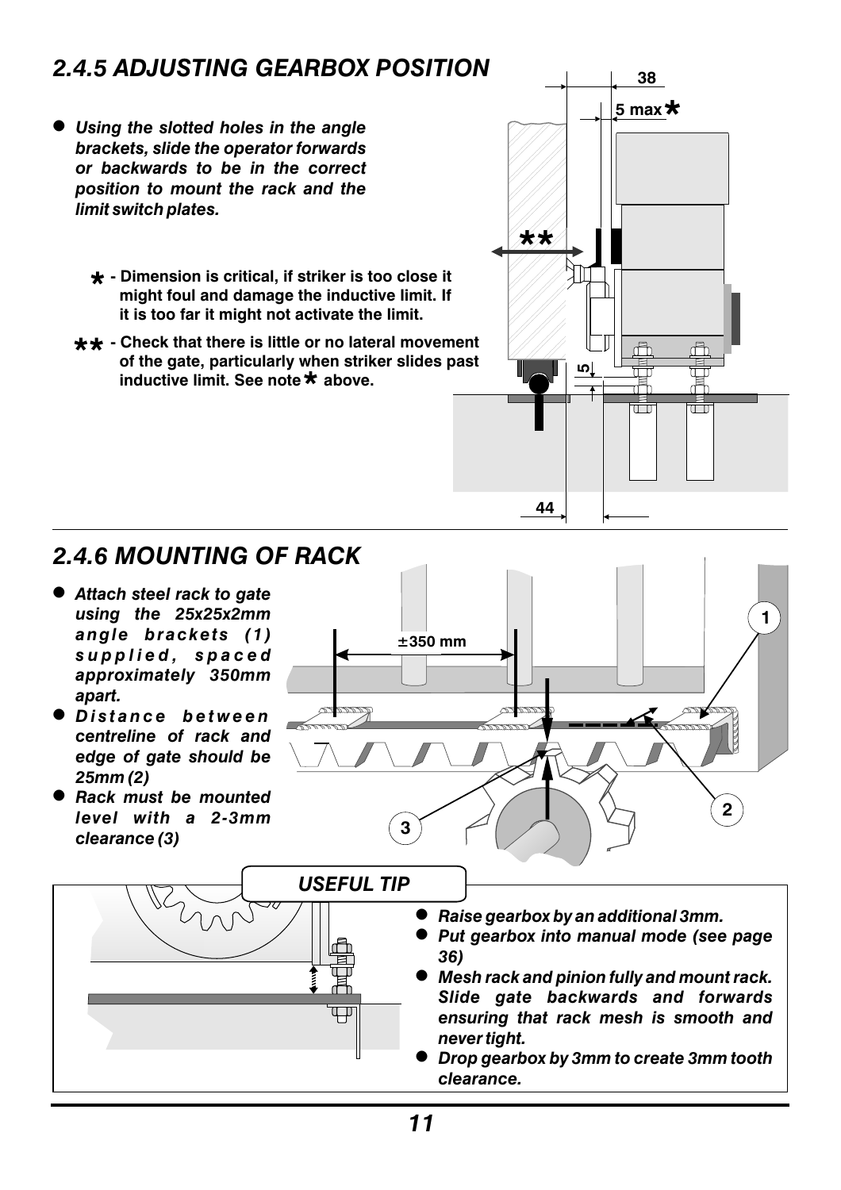## 2.4.5 ADJUSTING GEARBOX POSITION

- ***Using the slotted holes in the angle brackets, slide the operator forwards or backwards to be in the correct position to mount the rack and the limit switch plates.***

**\* - Dimension is critical, if striker is too close it might foul and damage the inductive limit. If it is too far it might not activate the limit.**

**\*\* - Check that there is little or no lateral movement of the gate, particularly when striker slides past inductive limit. See note \* above.**

38

5 max*

**

5

44

## 2.4.6 MOUNTING OF RACK

- ***Attach steel rack to gate using the 25x25x2mm angle brackets (1) supplied, spaced approximately 350mm apart.***
- ***Distance between centreline of rack and edge of gate should be 25mm (2)***
- ***Rack must be mounted level with a 2-3mm clearance (3)***

±350 mm

1

2

3

### USEFUL TIP

- ***Raise gearbox by an additional 3mm.***
- ***Put gearbox into manual mode (see page 36)***
- ***Mesh rack and pinion fully and mount rack. Slide gate backwards and forwards ensuring that rack mesh is smooth and never tight.***
- ***Drop gearbox by 3mm to create 3mm tooth clearance.***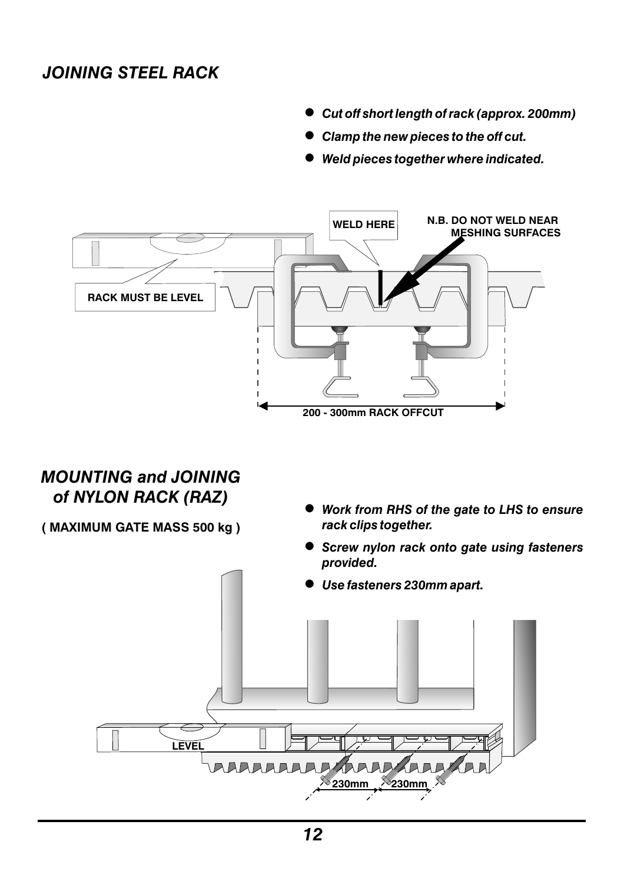## *JOINING STEEL RACK*

- ***Cut off short length of rack (approx. 200mm)***
- ***Clamp the new pieces to the off cut.***
- ***Weld pieces together where indicated.***

WELD HERE

N.B. DO NOT WELD NEAR MESHING SURFACES

RACK MUST BE LEVEL

200 - 300mm RACK OFFCUT

## *MOUNTING and JOINING of NYLON RACK (RAZ)*

**( MAXIMUM GATE MASS 500 kg )**

- ***Work from RHS of the gate to LHS to ensure rack clips together.***
- ***Screw nylon rack onto gate using fasteners provided.***
- ***Use fasteners 230mm apart.***

LEVEL

230mm 230mm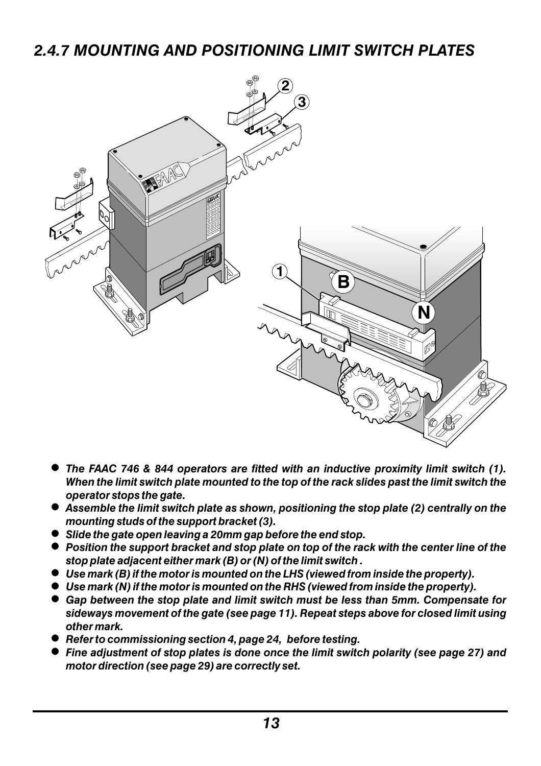## *2.4.7 MOUNTING AND POSITIONING LIMIT SWITCH PLATES*

- ***The FAAC 746 & 844 operators are fitted with an inductive proximity limit switch (1). When the limit switch plate mounted to the top of the rack slides past the limit switch the operator stops the gate.***
- ***Assemble the limit switch plate as shown, positioning the stop plate (2) centrally on the mounting studs of the support bracket (3).***
- ***Slide the gate open leaving a 20mm gap before the end stop.***
- ***Position the support bracket and stop plate on top of the rack with the center line of the stop plate adjacent either mark (B) or (N) of the limit switch .***
- ***Use mark (B) if the motor is mounted on the LHS (viewed from inside the property).***
- ***Use mark (N) if the motor is mounted on the RHS (viewed from inside the property).***
- ***Gap between the stop plate and limit switch must be less than 5mm. Compensate for sideways movement of the gate (see page 11). Repeat steps above for closed limit using other mark.***
- ***Refer to commissioning section 4, page 24, before testing.***
- ***Fine adjustment of stop plates is done once the limit switch polarity (see page 27) and motor direction (see page 29) are correctly set.***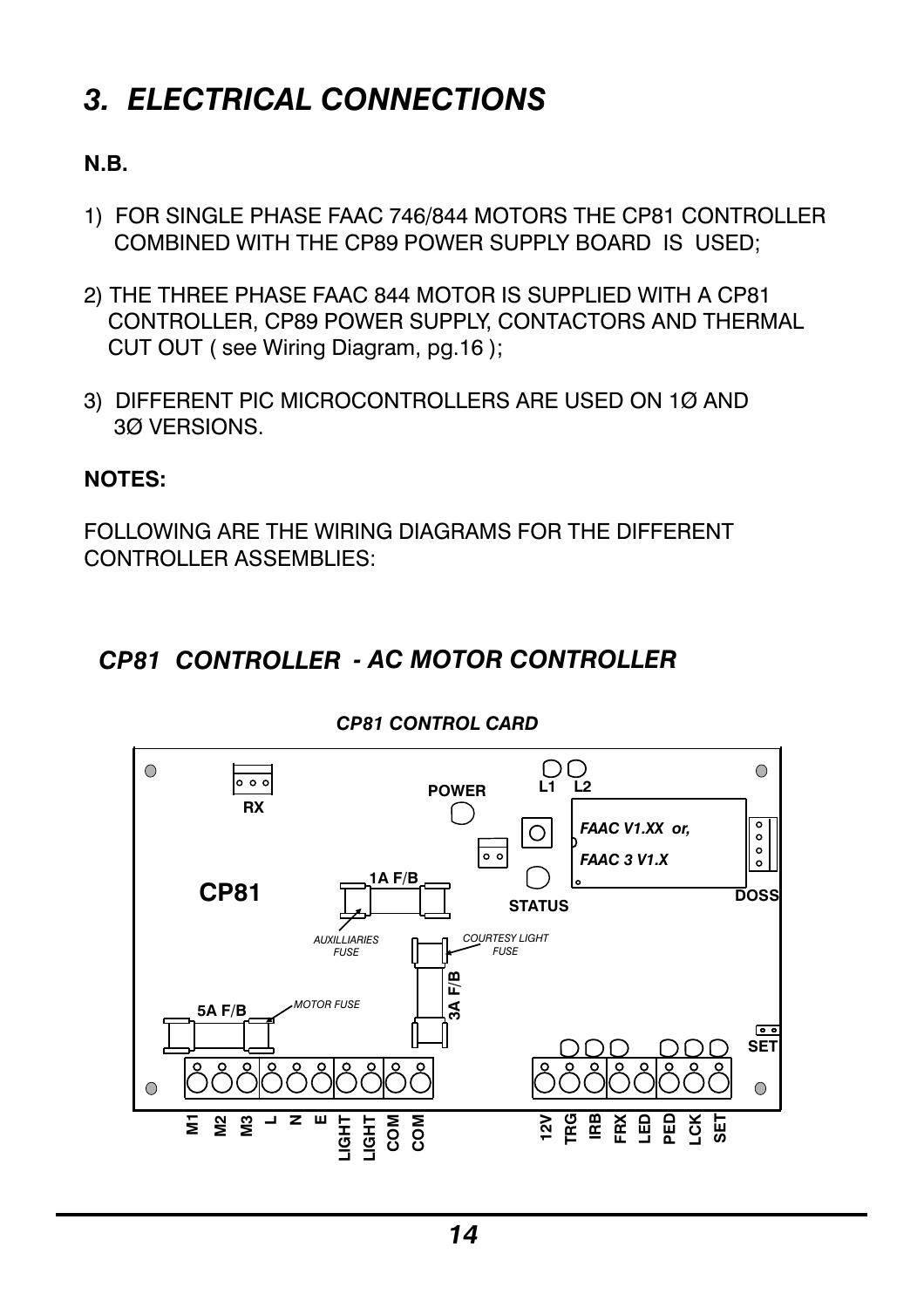# 3. ELECTRICAL CONNECTIONS

**N.B.**

1) FOR SINGLE PHASE FAAC 746/844 MOTORS THE CP81 CONTROLLER COMBINED WITH THE CP89 POWER SUPPLY BOARD IS USED;

2) THE THREE PHASE FAAC 844 MOTOR IS SUPPLIED WITH A CP81 CONTROLLER, CP89 POWER SUPPLY, CONTACTORS AND THERMAL CUT OUT ( see Wiring Diagram, pg.16 );

3) DIFFERENT PIC MICROCONTROLLERS ARE USED ON 1Ø AND 3Ø VERSIONS.

**NOTES:**

FOLLOWING ARE THE WIRING DIAGRAMS FOR THE DIFFERENT CONTROLLER ASSEMBLIES:

## *CP81 CONTROLLER - AC MOTOR CONTROLLER*

***CP81 CONTROL CARD***

RX

POWER

L1 L2

*FAAC V1.XX or,*

*FAAC 3 V1.X*

DOSS

CP81

1A F/B

STATUS

*AUXILLIARIES FUSE*

*COURTESY LIGHT FUSE*

3A F/B

5A F/B

*MOTOR FUSE*

SET

M1 M2 M3 L N E LIGHT LIGHT COM COM

12V TRG IRB FRX LED PED LCK SET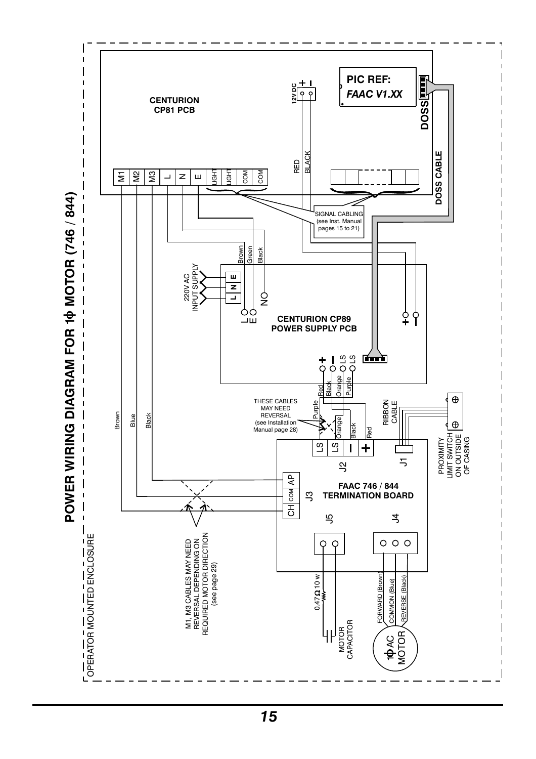# POWER WIRING DIAGRAM FOR 1Φ MOTOR (746 / 844)

OPERATOR MOUNTED ENCLOSURE

CENTURION CP81 PCB

PIC REF: *FAAC V1.XX*

DOSS

DOSS CABLE

12V DC + −

M1 M2 M3 L N E LIGHT LIGHT COM COM

RED BLACK

SIGNAL CABLING (see Inst. Manual pages 15 to 21)

Brown Green Black

220V AC INPUT SUPPLY

L N E

CENTURION CP89 POWER SUPPLY PCB

+ − LS LS

Red Black Orange Purple

THESE CABLES MAY NEED REVERSAL (see Installation Manual page 28)

Purple Orange Black Red

RIBBON CABLE

PROXIMITY LIMIT SWITCH ON OUTSIDE OF CASING

LS LS − + J2 J1

Brown Blue Black

CH COM AP J3

FAAC 746 / 844 TERMINATION BOARD

J5 J4

M1, M3 CABLES MAY NEED REVERSAL DEPENDING ON REQUIRED MOTOR DIRECTION (see page 29)

0.47Ω 10 w

MOTOR CAPACITOR

FORWARD (Brown) COMMON (Blue) REVERSE (Black)

1Φ AC MOTOR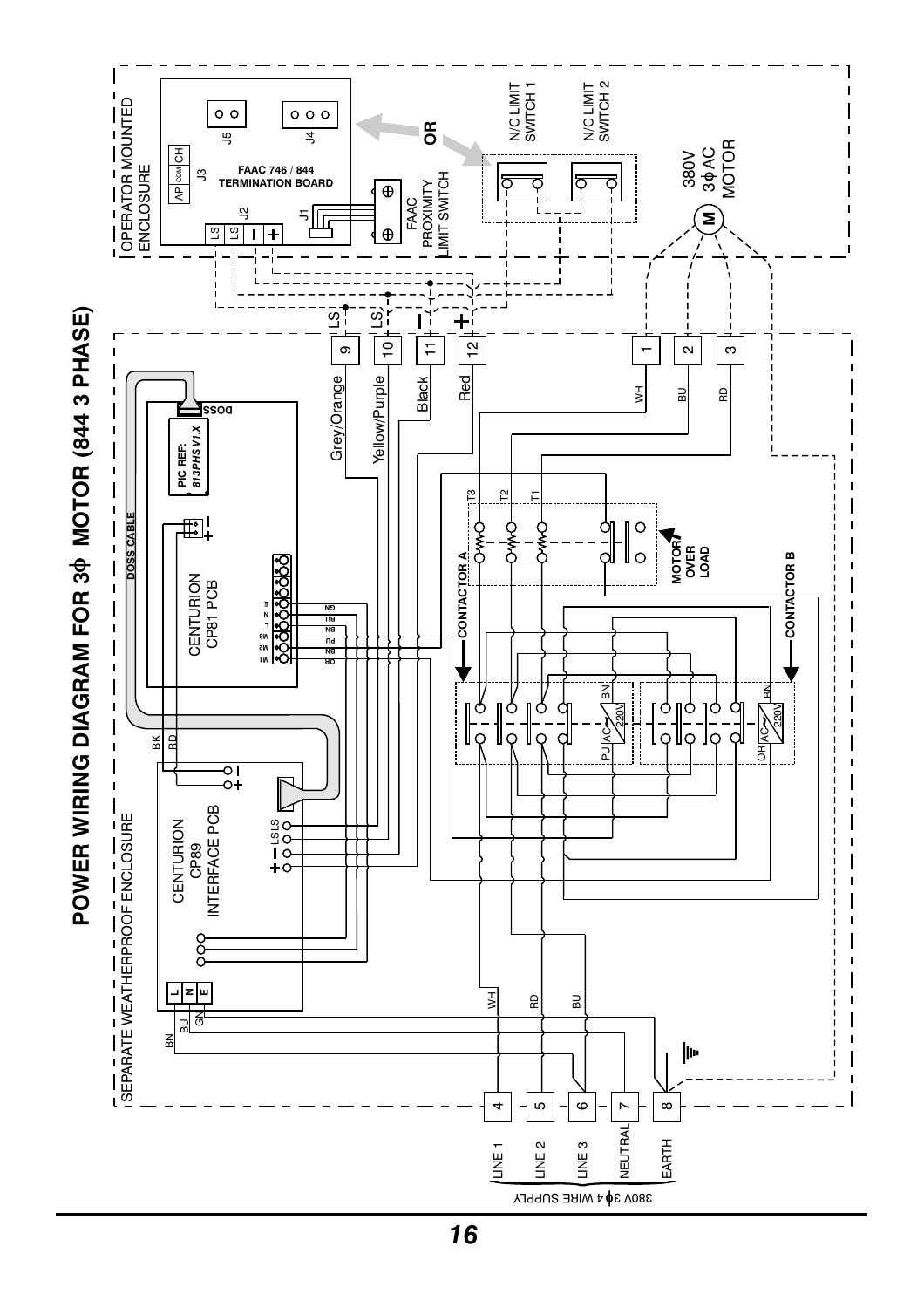# POWER WIRING DIAGRAM FOR 3Φ MOTOR (844 3 PHASE)

OPERATOR MOUNTED ENCLOSURE

FAAC 746 / 844 TERMINATION BOARD

J5 J4 J3 J2 J1

AP COM CH

LS LS − +

OR

FAAC PROXIMITY LIMIT SWITCH

N/C LIMIT SWITCH 1

N/C LIMIT SWITCH 2

380V 3ΦAC MOTOR

M

SEPARATE WEATHERPROOF ENCLOSURE

LS 9 Grey/Orange

LS 10 Yellow/Purple

− 11 Black

+ 12 Red

1 WH

2 BU

3 RD

DOSS CABLE

DOSS

PIC REF: 813PHS V1.X

CENTURION CP81 PCB

M1 M2 M3 L N E

OR BN PU BN BU GN

BK RD

CENTURION CP89 INTERFACE PCB

LS LS − +

L N E

BN BU GN

CONTACTOR A

T3 T2 T1

MOTOR OVER LOAD

CONTACTOR B

PU AC 220V BN

OR AC 220V BN

WH RD BU

4 LINE 1

5 LINE 2

6 LINE 3

7 NEUTRAL

8 EARTH

380V 3Φ4 WIRE SUPPLY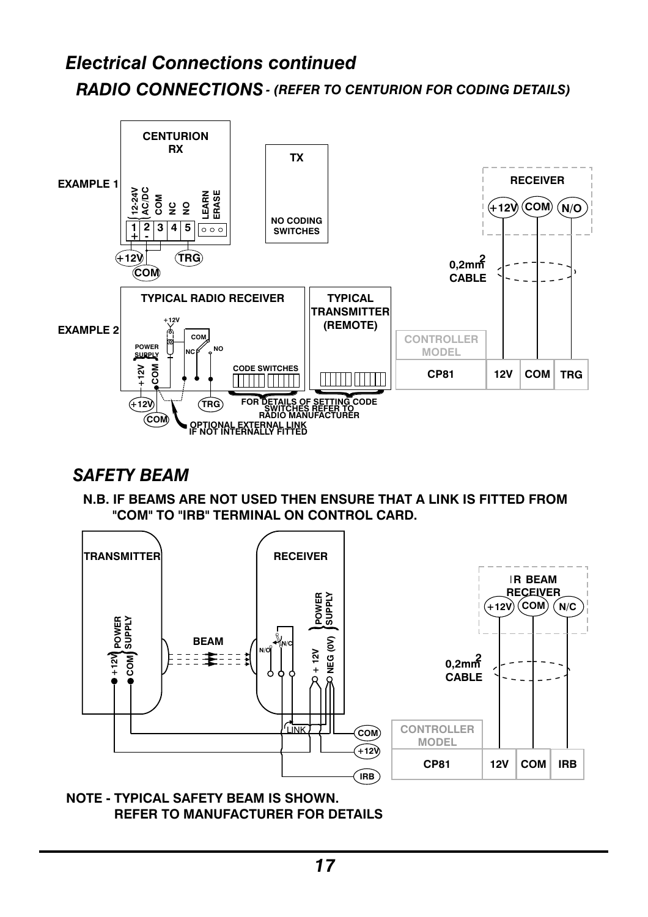# *Electrical Connections continued*

## *RADIO CONNECTIONS - (REFER TO CENTURION FOR CODING DETAILS)*

**EXAMPLE 1**

CENTURION RX

| 1 + | 2 - | 3 | 4 | 5 |
|---|---|---|---|---|
| 12-24V AC/DC | | COM | NC | NO |

LEARN ERASE

+12V COM TRG

TX

NO CODING SWITCHES

**EXAMPLE 2**

TYPICAL RADIO RECEIVER

+12V, POWER SUPPLY, +12V, COM, COM, NC, NO

CODE SWITCHES

+12V COM TRG

OPTIONAL EXTERNAL LINK IF NOT INTERNALLY FITTED

TYPICAL TRANSMITTER (REMOTE)

FOR DETAILS OF SETTING CODE SWITCHES REFER TO RADIO MANUFACTURER

RECEIVER: +12V COM N/O

0,2mm² CABLE

| CONTROLLER MODEL | | | |
|---|---|---|---|
| CP81 | 12V | COM | TRG |

## *SAFETY BEAM*

**N.B. IF BEAMS ARE NOT USED THEN ENSURE THAT A LINK IS FITTED FROM "COM" TO "IRB" TERMINAL ON CONTROL CARD.**

TRANSMITTER: POWER SUPPLY +12V COM

BEAM

RECEIVER: N/O N/C POWER SUPPLY + 12V NEG (0V)

LINK

COM +12V IRB

IR BEAM RECEIVER: +12V COM N/C

0,2mm² CABLE

| CONTROLLER MODEL | | | |
|---|---|---|---|
| CP81 | 12V | COM | IRB |

**NOTE - TYPICAL SAFETY BEAM IS SHOWN. REFER TO MANUFACTURER FOR DETAILS**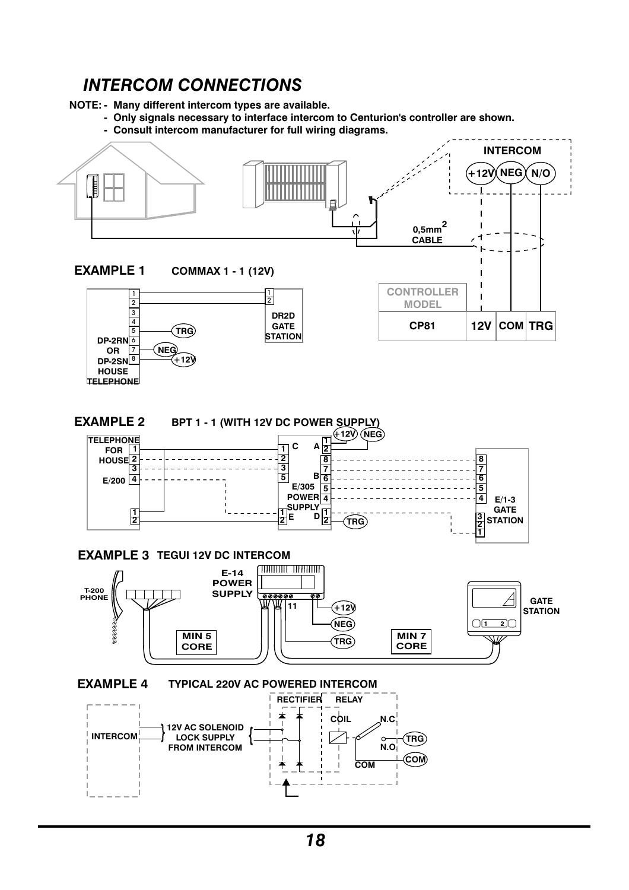## *INTERCOM CONNECTIONS*

**NOTE:**
- **Many different intercom types are available.**
- **Only signals necessary to interface intercom to Centurion's controller are shown.**
- **Consult intercom manufacturer for full wiring diagrams.**

INTERCOM

+12V NEG N/O

0,5mm² CABLE

| CONTROLLER MODEL | | | |
|---|---|---|---|
| CP81 | 12V | COM | TRG |

**EXAMPLE 1** COMMAX 1 - 1 (12V)

DP-2RN OR DP-2SN HOUSE TELEPHONE — DR2D GATE STATION

TRG NEG +12V

**EXAMPLE 2** BPT 1 - 1 (WITH 12V DC POWER SUPPLY)

TELEPHONE FOR HOUSE E/200 — E/305 POWER SUPPLY — E/1-3 GATE STATION

+12V NEG TRG

**EXAMPLE 3** TEGUI 12V DC INTERCOM

T-200 PHONE — E-14 POWER SUPPLY — GATE STATION

+12V NEG TRG

MIN 5 CORE

MIN 7 CORE

**EXAMPLE 4** TYPICAL 220V AC POWERED INTERCOM

INTERCOM — 12V AC SOLENOID LOCK SUPPLY FROM INTERCOM — RECTIFIER — RELAY

COIL N.C. N.O. COM

TRG COM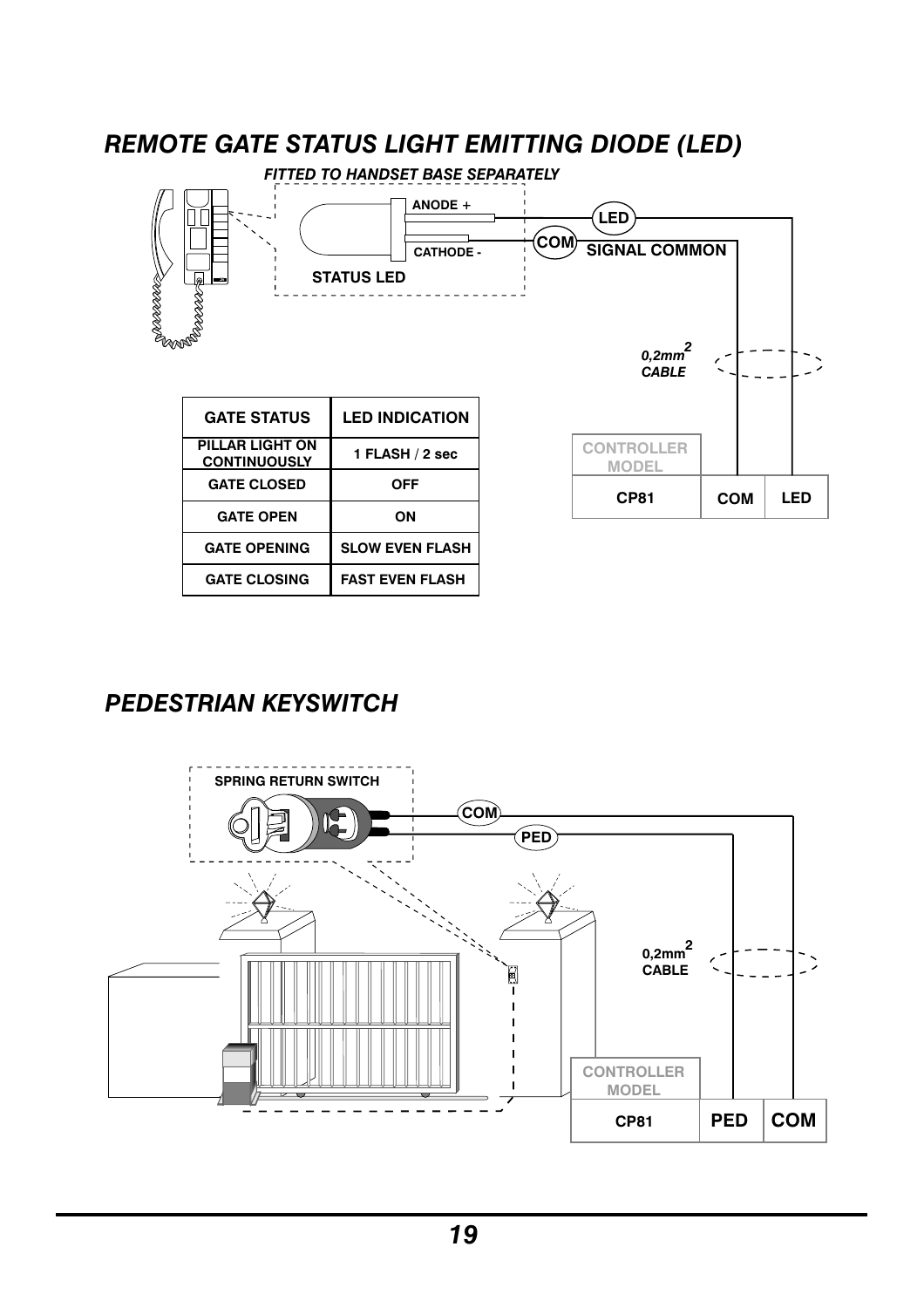## *REMOTE GATE STATUS LIGHT EMITTING DIODE (LED)*

***FITTED TO HANDSET BASE SEPARATELY***

ANODE +

CATHODE -

STATUS LED

LED

COM

SIGNAL COMMON

0,2mm$^2$ CABLE

| CONTROLLER MODEL | | |
|---|---|---|
| CP81 | COM | LED |

| GATE STATUS | LED INDICATION |
|---|---|
| PILLAR LIGHT ON CONTINUOUSLY | 1 FLASH / 2 sec |
| GATE CLOSED | OFF |
| GATE OPEN | ON |
| GATE OPENING | SLOW EVEN FLASH |
| GATE CLOSING | FAST EVEN FLASH |

## *PEDESTRIAN KEYSWITCH*

SPRING RETURN SWITCH

COM

PED

0,2mm$^2$ CABLE

| CONTROLLER MODEL | | |
|---|---|---|
| CP81 | PED | COM |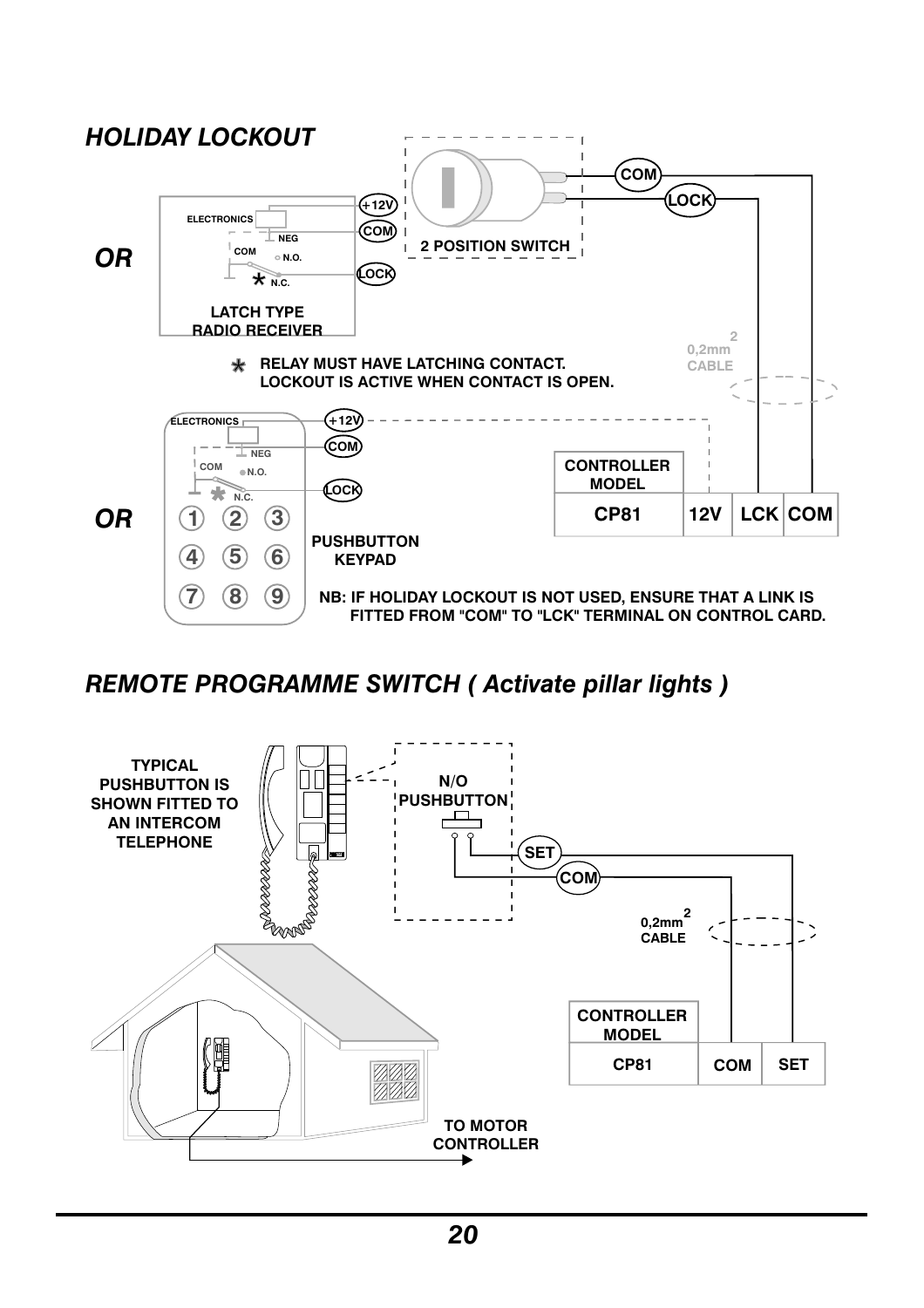## *HOLIDAY LOCKOUT*

COM

LOCK

+12V

COM

LOCK

ELECTRONICS

NEG

COM

N.O.

N.C.

2 POSITION SWITCH

**OR**

LATCH TYPE RADIO RECEIVER

$0,2mm^2$ CABLE

* RELAY MUST HAVE LATCHING CONTACT. LOCKOUT IS ACTIVE WHEN CONTACT IS OPEN.

ELECTRONICS

+12V

COM

NEG

COM

N.O.

LOCK

N.C.

**OR**

1 2 3

4 5 6

7 8 9

PUSHBUTTON KEYPAD

| CONTROLLER MODEL | | | |
|---|---|---|---|
| CP81 | 12V | LCK | COM |

NB: IF HOLIDAY LOCKOUT IS NOT USED, ENSURE THAT A LINK IS FITTED FROM "COM" TO "LCK" TERMINAL ON CONTROL CARD.

## *REMOTE PROGRAMME SWITCH ( Activate pillar lights )*

TYPICAL PUSHBUTTON IS SHOWN FITTED TO AN INTERCOM TELEPHONE

N/O PUSHBUTTON

SET

COM

$0,2mm^2$ CABLE

| CONTROLLER MODEL | | |
|---|---|---|
| CP81 | COM | SET |

TO MOTOR CONTROLLER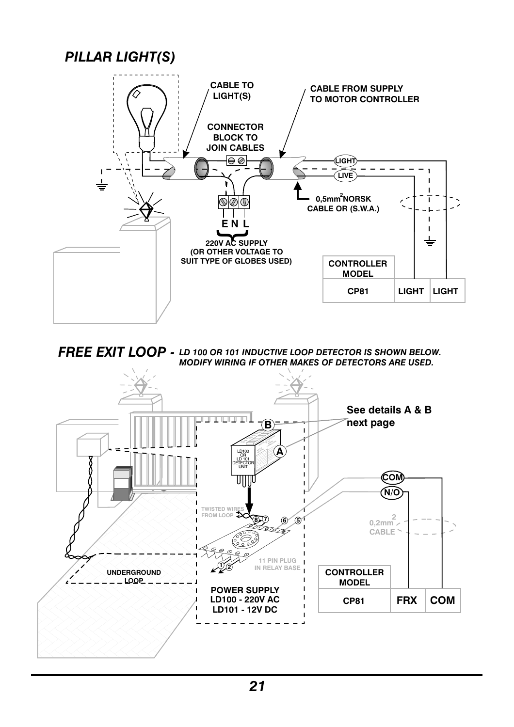# PILLAR LIGHT(S)

CABLE TO LIGHT(S)

CABLE FROM SUPPLY TO MOTOR CONTROLLER

CONNECTOR BLOCK TO JOIN CABLES

LIGHT

LIVE

$0,5mm^2$ NORSK CABLE OR (S.W.A.)

E N L

220V AC SUPPLY (OR OTHER VOLTAGE TO SUIT TYPE OF GLOBES USED)

| CONTROLLER MODEL | | |
|---|---|---|
| CP81 | LIGHT | LIGHT |

# FREE EXIT LOOP - *LD 100 OR 101 INDUCTIVE LOOP DETECTOR IS SHOWN BELOW. MODIFY WIRING IF OTHER MAKES OF DETECTORS ARE USED.*

**See details A & B next page**

LD100 OR LD 101 DETECTOR UNIT

COM

N/O

TWISTED WIRES FROM LOOP

$0,2mm^2$ CABLE

11 PIN PLUG IN RELAY BASE

UNDERGROUND LOOP

**POWER SUPPLY**
**LD100 - 220V AC**
**LD101 - 12V DC**

| CONTROLLER MODEL | | |
|---|---|---|
| CP81 | FRX | COM |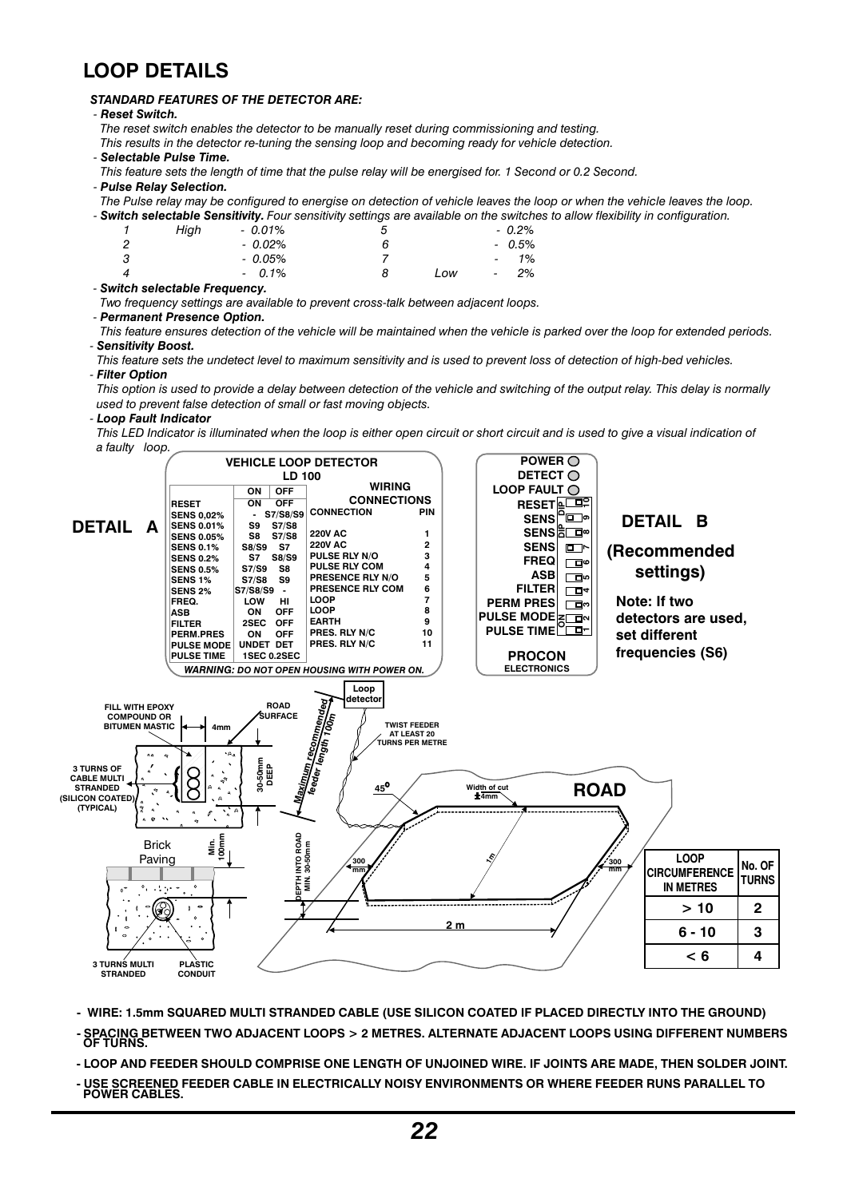# LOOP DETAILS

***STANDARD FEATURES OF THE DETECTOR ARE:***

- ***Reset Switch.***
  *The reset switch enables the detector to be manually reset during commissioning and testing. This results in the detector re-tuning the sensing loop and becoming ready for vehicle detection.*
- ***Selectable Pulse Time.***
  *This feature sets the length of time that the pulse relay will be energised for. 1 Second or 0.2 Second.*
- ***Pulse Relay Selection.***
  *The Pulse relay may be configured to energise on detection of vehicle leaves the loop or when the vehicle leaves the loop.*
- ***Switch selectable Sensitivity.*** *Four sensitivity settings are available on the switches to allow flexibility in configuration.*

| | | | | | |
|---|---|---|---|---|---|
| *1* | *High* | *- 0.01%* | *5* | | *- 0.2%* |
| *2* | | *- 0.02%* | *6* | | *- 0.5%* |
| *3* | | *- 0.05%* | *7* | | *- 1%* |
| *4* | | *- 0.1%* | *8* | *Low* | *- 2%* |

- ***Switch selectable Frequency.***
  *Two frequency settings are available to prevent cross-talk between adjacent loops.*
- ***Permanent Presence Option.***
  *This feature ensures detection of the vehicle will be maintained when the vehicle is parked over the loop for extended periods.*
- ***Sensitivity Boost.***
  *This feature sets the undetect level to maximum sensitivity and is used to prevent loss of detection of high-bed vehicles.*
- ***Filter Option***
  *This option is used to provide a delay between detection of the vehicle and switching of the output relay. This delay is normally used to prevent false detection of small or fast moving objects.*
- ***Loop Fault Indicator***
  *This LED Indicator is illuminated when the loop is either open circuit or short circuit and is used to give a visual indication of a faulty loop.*

## DETAIL A

**VEHICLE LOOP DETECTOR LD 100**

| | ON | OFF |
|---|---|---|
| RESET | ON | OFF |
| SENS 0,02% | - | S7/S8/S9 |
| SENS 0.01% | S9 | S7/S8 |
| SENS 0.05% | S8 | S7/S8 |
| SENS 0.1% | S8/S9 | S7 |
| SENS 0.2% | S7 | S8/S9 |
| SENS 0.5% | S7/S9 | S8 |
| SENS 1% | S7/S8 | S9 |
| SENS 2% | S7/S8/S9 | - |
| FREQ. | LOW | HI |
| ASB | ON | OFF |
| FILTER | 2SEC | OFF |
| PERM.PRES | ON | OFF |
| PULSE MODE | UNDET | DET |
| PULSE TIME | 1SEC | 0.2SEC |

**WIRING CONNECTIONS**

| CONNECTION | PIN |
|---|---|
| 220V AC | 1 |
| 220V AC | 2 |
| PULSE RLY N/O | 3 |
| PULSE RLY COM | 4 |
| PRESENCE RLY N/O | 5 |
| PRESENCE RLY COM | 6 |
| LOOP | 7 |
| LOOP | 8 |
| EARTH | 9 |
| PRES. RLY N/C | 10 |
| PRES. RLY N/C | 11 |

***WARNING: DO NOT OPEN HOUSING WITH POWER ON.***

POWER, DETECT, LOOP FAULT, RESET, SENS, SENS, SENS, FREQ, ASB, FILTER, PERM PRES, PULSE MODE, PULSE TIME

PROCON ELECTRONICS

## DETAIL B

**(Recommended settings)**

**Note: If two detectors are used, set different frequencies (S6)**

FILL WITH EPOXY COMPOUND OR BITUMEN MASTIC — 4mm — ROAD SURFACE — 30-50mm DEEP — 3 TURNS OF CABLE MULTI STRANDED (SILICON COATED) (TYPICAL)

Brick Paving — Min. 100mm — 3 TURNS MULTI STRANDED — PLASTIC CONDUIT

Loop detector — Maximum recommended feeder length 100m — TWIST FEEDER AT LEAST 20 TURNS PER METRE — DEPTH INTO ROAD MIN. 30-50mm — 45° — Width of cut ±4mm — ROAD — 300 mm — 1m — 2 m — 300 mm

| LOOP CIRCUMFERENCE IN METRES | No. OF TURNS |
|---|---|
| > 10 | 2 |
| 6 - 10 | 3 |
| < 6 | 4 |

- **WIRE: 1.5mm SQUARED MULTI STRANDED CABLE (USE SILICON COATED IF PLACED DIRECTLY INTO THE GROUND)**
- **SPACING BETWEEN TWO ADJACENT LOOPS > 2 METRES. ALTERNATE ADJACENT LOOPS USING DIFFERENT NUMBERS OF TURNS.**
- **LOOP AND FEEDER SHOULD COMPRISE ONE LENGTH OF UNJOINED WIRE. IF JOINTS ARE MADE, THEN SOLDER JOINT.**
- **USE SCREENED FEEDER CABLE IN ELECTRICALLY NOISY ENVIRONMENTS OR WHERE FEEDER RUNS PARALLEL TO POWER CABLES.**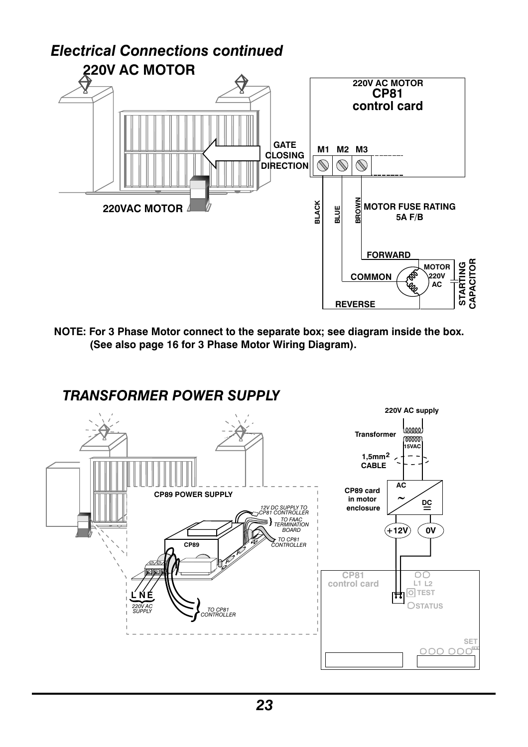## *Electrical Connections continued*

### 220V AC MOTOR

220V AC MOTOR
CP81
control card

M1 M2 M3

GATE CLOSING DIRECTION

220VAC MOTOR

BLACK BLUE BROWN

MOTOR FUSE RATING 5A F/B

FORWARD

COMMON

REVERSE

MOTOR 220V AC

STARTING CAPACITOR

**NOTE: For 3 Phase Motor connect to the separate box; see diagram inside the box. (See also page 16 for 3 Phase Motor Wiring Diagram).**

## *TRANSFORMER POWER SUPPLY*

CP89 POWER SUPPLY

CP89

12V DC SUPPLY TO CP81 CONTROLLER

TO FAAC TERMINATION BOARD

TO CP81 CONTROLLER

L N E

220V AC SUPPLY

TO CP81 CONTROLLER

220V AC supply

Transformer

15VAC

1,5mm$^2$ CABLE

CP89 card in motor enclosure

AC

DC

+12V 0V

CP81 control card

L1 L2

TEST

STATUS

SET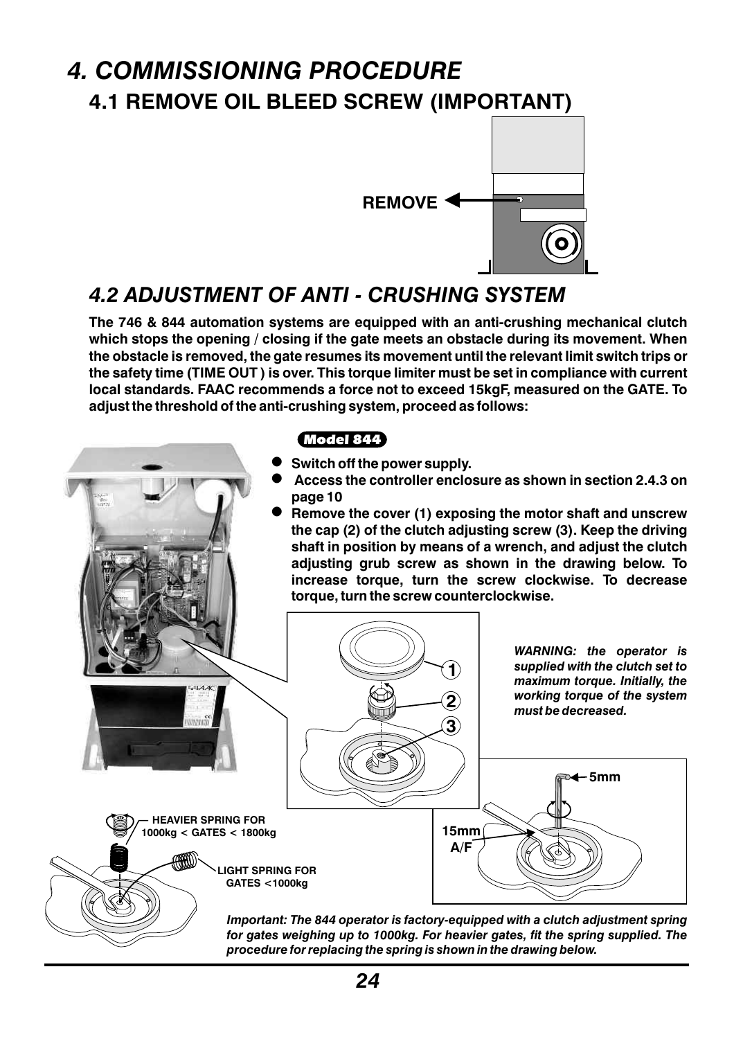# 4. COMMISSIONING PROCEDURE

## 4.1 REMOVE OIL BLEED SCREW (IMPORTANT)

REMOVE

## 4.2 ADJUSTMENT OF ANTI - CRUSHING SYSTEM

**The 746 & 844 automation systems are equipped with an anti-crushing mechanical clutch which stops the opening / closing if the gate meets an obstacle during its movement. When the obstacle is removed, the gate resumes its movement until the relevant limit switch trips or the safety time (TIME OUT ) is over. This torque limiter must be set in compliance with current local standards. FAAC recommends a force not to exceed 15kgF, measured on the GATE. To adjust the threshold of the anti-crushing system, proceed as follows:**

**Model 844**

- **Switch off the power supply.**
- **Access the controller enclosure as shown in section 2.4.3 on page 10**
- **Remove the cover (1) exposing the motor shaft and unscrew the cap (2) of the clutch adjusting screw (3). Keep the driving shaft in position by means of a wrench, and adjust the clutch adjusting grub screw as shown in the drawing below. To increase torque, turn the screw clockwise. To decrease torque, turn the screw counterclockwise.**

***WARNING: the operator is supplied with the clutch set to maximum torque. Initially, the working torque of the system must be decreased.***

5mm

15mm A/F

HEAVIER SPRING FOR 1000kg < GATES < 1800kg

LIGHT SPRING FOR GATES <1000kg

***Important: The 844 operator is factory-equipped with a clutch adjustment spring for gates weighing up to 1000kg. For heavier gates, fit the spring supplied. The procedure for replacing the spring is shown in the drawing below.***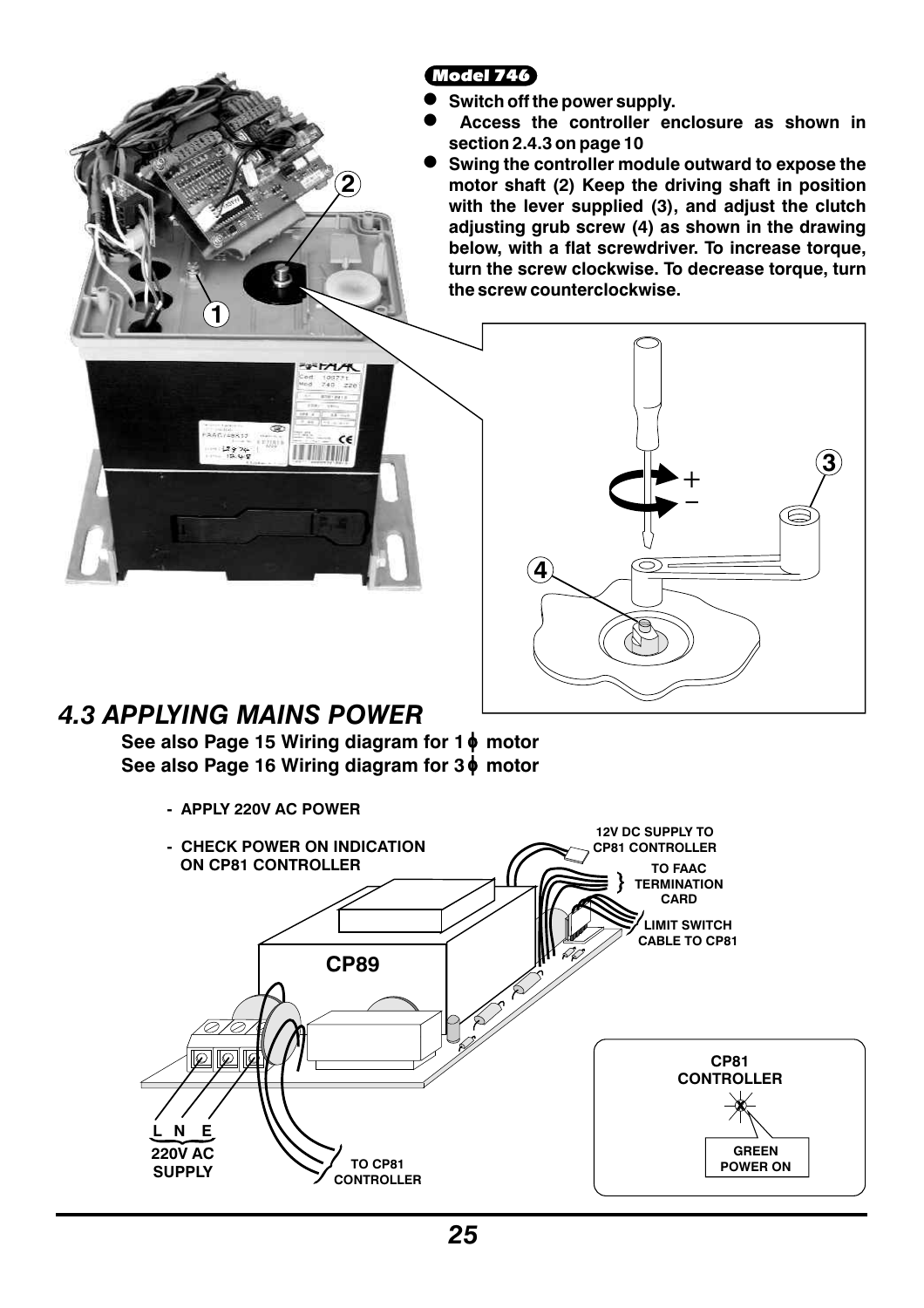**Model 746**

- Switch off the power supply.
- Access the controller enclosure as shown in section 2.4.3 on page 10
- Swing the controller module outward to expose the motor shaft (2) Keep the driving shaft in position with the lever supplied (3), and adjust the clutch adjusting grub screw (4) as shown in the drawing below, with a flat screwdriver. To increase torque, turn the screw clockwise. To decrease torque, turn the screw counterclockwise.

## 4.3 APPLYING MAINS POWER

**See also Page 15 Wiring diagram for 1 ϕ motor**
**See also Page 16 Wiring diagram for 3 ϕ motor**

- **APPLY 220V AC POWER**
- **CHECK POWER ON INDICATION ON CP81 CONTROLLER**

CP89

L N E
220V AC SUPPLY

TO CP81 CONTROLLER

12V DC SUPPLY TO CP81 CONTROLLER

TO FAAC TERMINATION CARD

LIMIT SWITCH CABLE TO CP81

CP81 CONTROLLER

GREEN POWER ON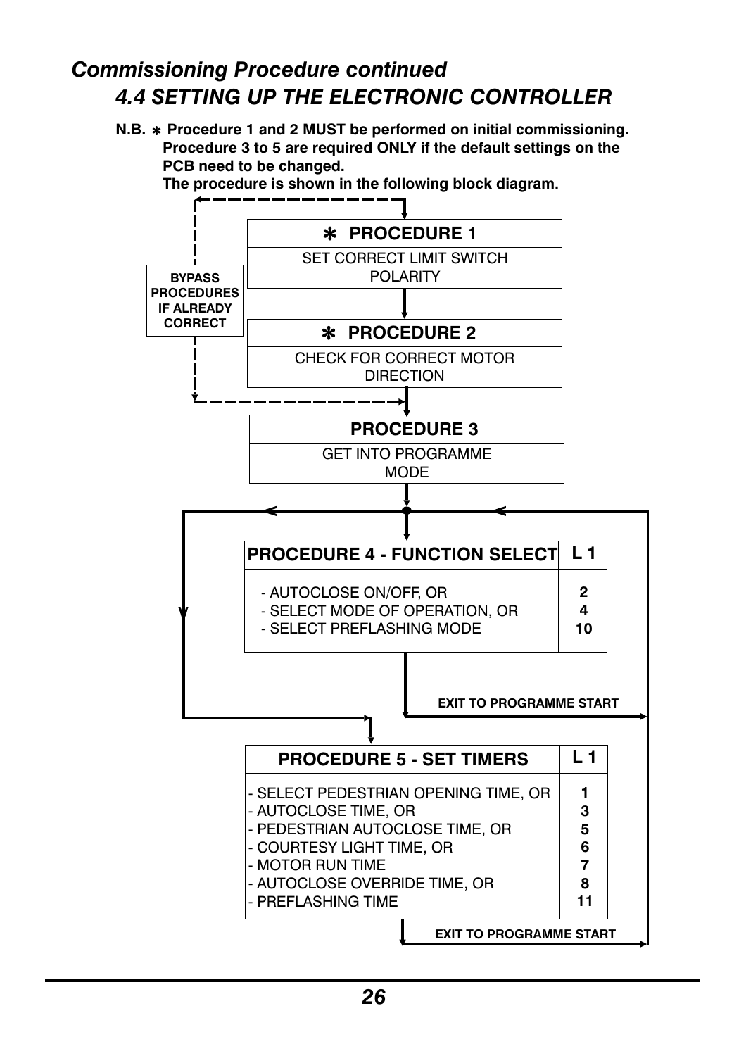## *Commissioning Procedure continued*

### *4.4 SETTING UP THE ELECTRONIC CONTROLLER*

**N.B. * Procedure 1 and 2 MUST be performed on initial commissioning. Procedure 3 to 5 are required ONLY if the default settings on the PCB need to be changed. The procedure is shown in the following block diagram.**

**BYPASS PROCEDURES IF ALREADY CORRECT**

**\* PROCEDURE 1**

SET CORRECT LIMIT SWITCH POLARITY

**\* PROCEDURE 2**

CHECK FOR CORRECT MOTOR DIRECTION

**PROCEDURE 3**

GET INTO PROGRAMME MODE

| PROCEDURE 4 - FUNCTION SELECT | L 1 |
|---|---|
| - AUTOCLOSE ON/OFF, OR | 2 |
| - SELECT MODE OF OPERATION, OR | 4 |
| - SELECT PREFLASHING MODE | 10 |

**EXIT TO PROGRAMME START**

| PROCEDURE 5 - SET TIMERS | L 1 |
|---|---|
| - SELECT PEDESTRIAN OPENING TIME, OR | 1 |
| - AUTOCLOSE TIME, OR | 3 |
| - PEDESTRIAN AUTOCLOSE TIME, OR | 5 |
| - COURTESY LIGHT TIME, OR | 6 |
| - MOTOR RUN TIME | 7 |
| - AUTOCLOSE OVERRIDE TIME, OR | 8 |
| - PREFLASHING TIME | 11 |

**EXIT TO PROGRAMME START**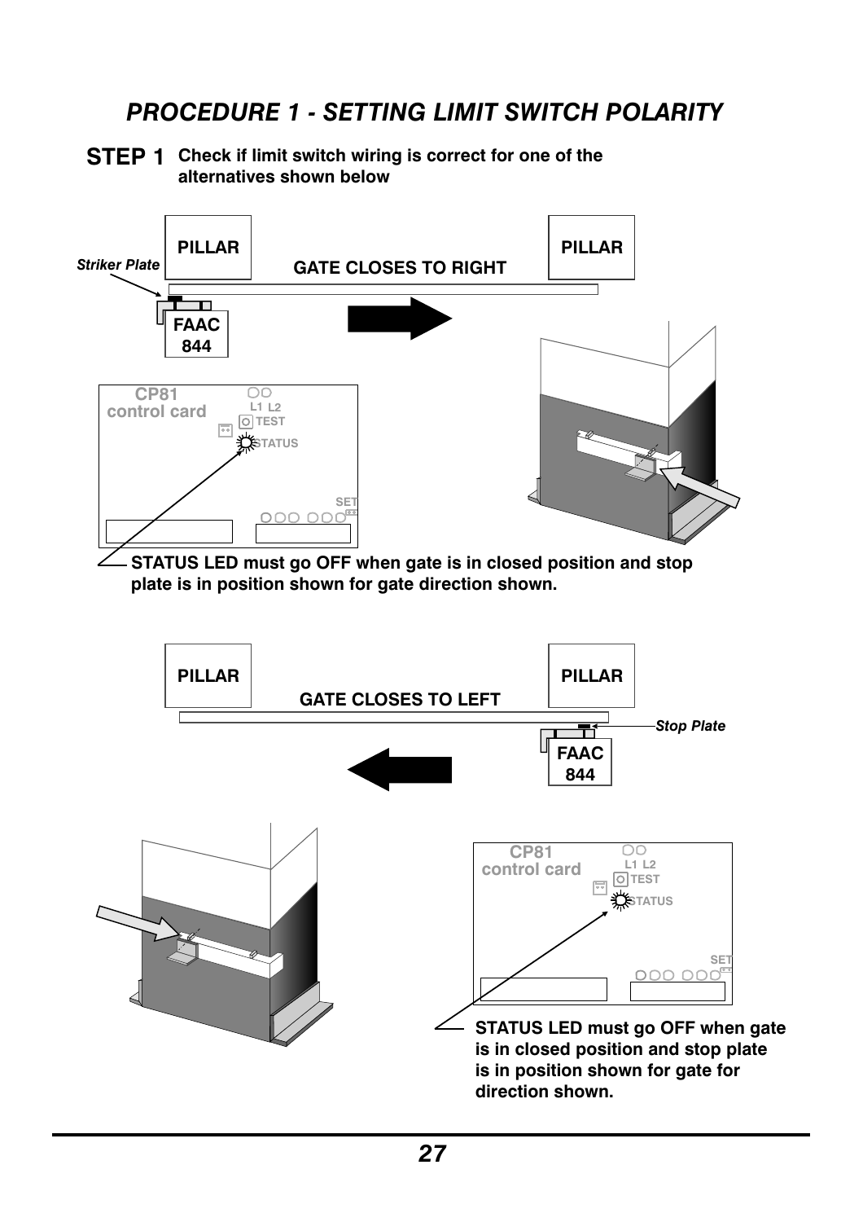# PROCEDURE 1 - SETTING LIMIT SWITCH POLARITY

**STEP 1** **Check if limit switch wiring is correct for one of the alternatives shown below**

PILLAR

*Striker Plate*

GATE CLOSES TO RIGHT

PILLAR

FAAC 844

CP81 control card

L1 L2

TEST

STATUS

SET

**STATUS LED must go OFF when gate is in closed position and stop plate is in position shown for gate direction shown.**

PILLAR

GATE CLOSES TO LEFT

PILLAR

*Stop Plate*

FAAC 844

CP81 control card

L1 L2

TEST

STATUS

SET

**STATUS LED must go OFF when gate is in closed position and stop plate is in position shown for gate for direction shown.**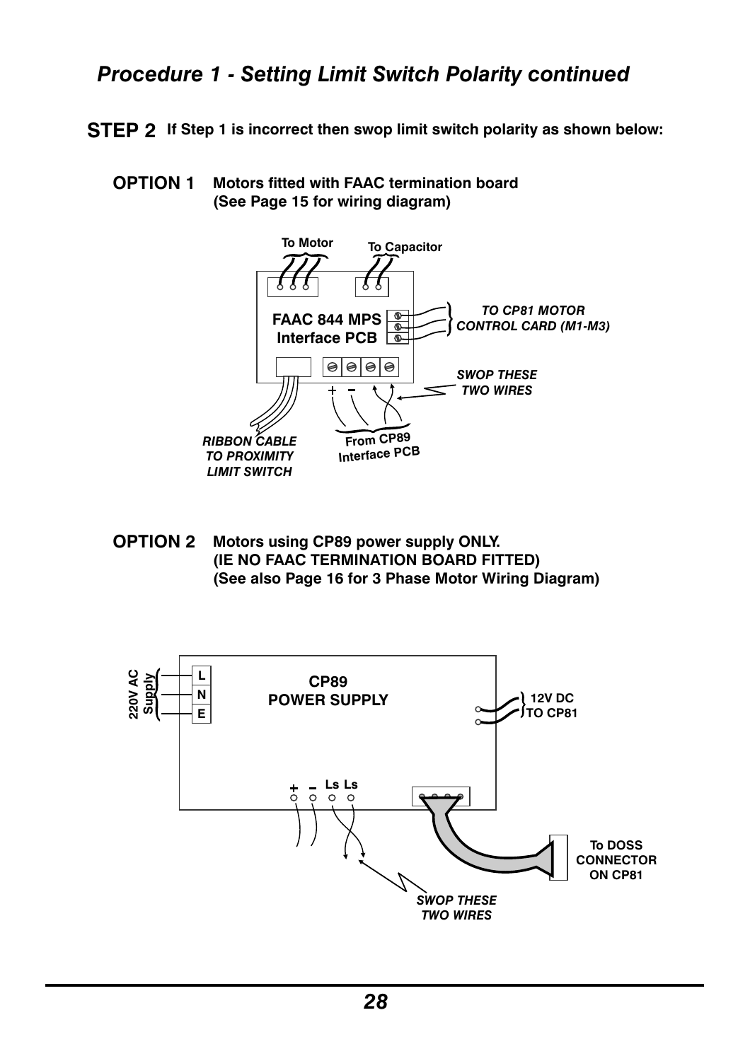# Procedure 1 - Setting Limit Switch Polarity continued

**STEP 2** **If Step 1 is incorrect then swop limit switch polarity as shown below:**

**OPTION 1** **Motors fitted with FAAC termination board (See Page 15 for wiring diagram)**

To Motor

To Capacitor

FAAC 844 MPS Interface PCB

*TO CP81 MOTOR CONTROL CARD (M1-M3)*

*SWOP THESE TWO WIRES*

+ –

*RIBBON CABLE TO PROXIMITY LIMIT SWITCH*

From CP89 Interface PCB

**OPTION 2** **Motors using CP89 power supply ONLY. (IE NO FAAC TERMINATION BOARD FITTED) (See also Page 16 for 3 Phase Motor Wiring Diagram)**

220V AC Supply

L
N
E

CP89 POWER SUPPLY

12V DC TO CP81

+ – Ls Ls

To DOSS CONNECTOR ON CP81

*SWOP THESE TWO WIRES*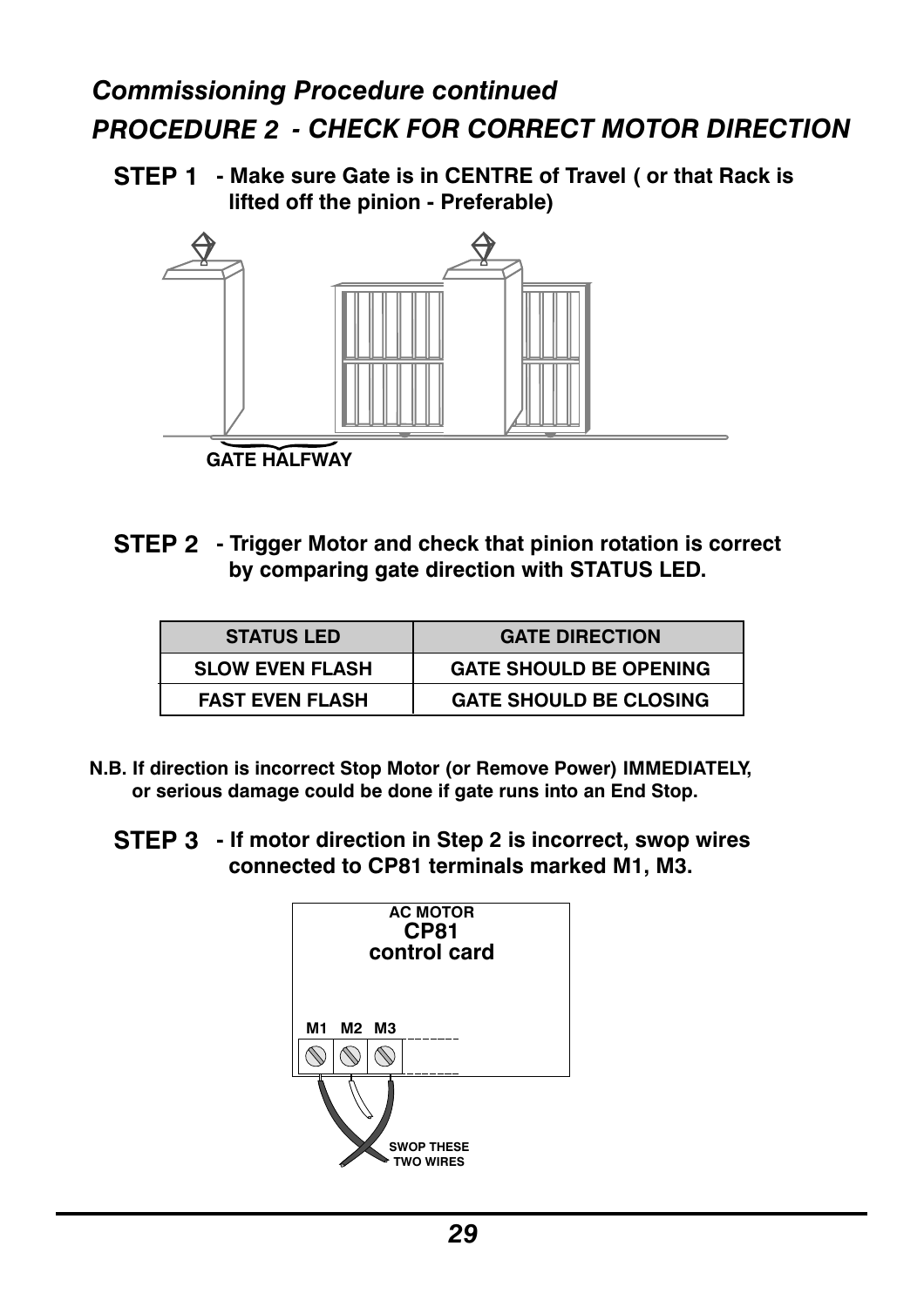## *Commissioning Procedure continued*

## *PROCEDURE 2 - CHECK FOR CORRECT MOTOR DIRECTION*

**STEP 1** **- Make sure Gate is in CENTRE of Travel ( or that Rack is lifted off the pinion - Preferable)**

GATE HALFWAY

**STEP 2** **- Trigger Motor and check that pinion rotation is correct by comparing gate direction with STATUS LED.**

| STATUS LED | GATE DIRECTION |
| --- | --- |
| SLOW EVEN FLASH | GATE SHOULD BE OPENING |
| FAST EVEN FLASH | GATE SHOULD BE CLOSING |

**N.B. If direction is incorrect Stop Motor (or Remove Power) IMMEDIATELY, or serious damage could be done if gate runs into an End Stop.**

**STEP 3** **- If motor direction in Step 2 is incorrect, swop wires connected to CP81 terminals marked M1, M3.**

AC MOTOR
CP81
control card

M1 M2 M3

SWOP THESE TWO WIRES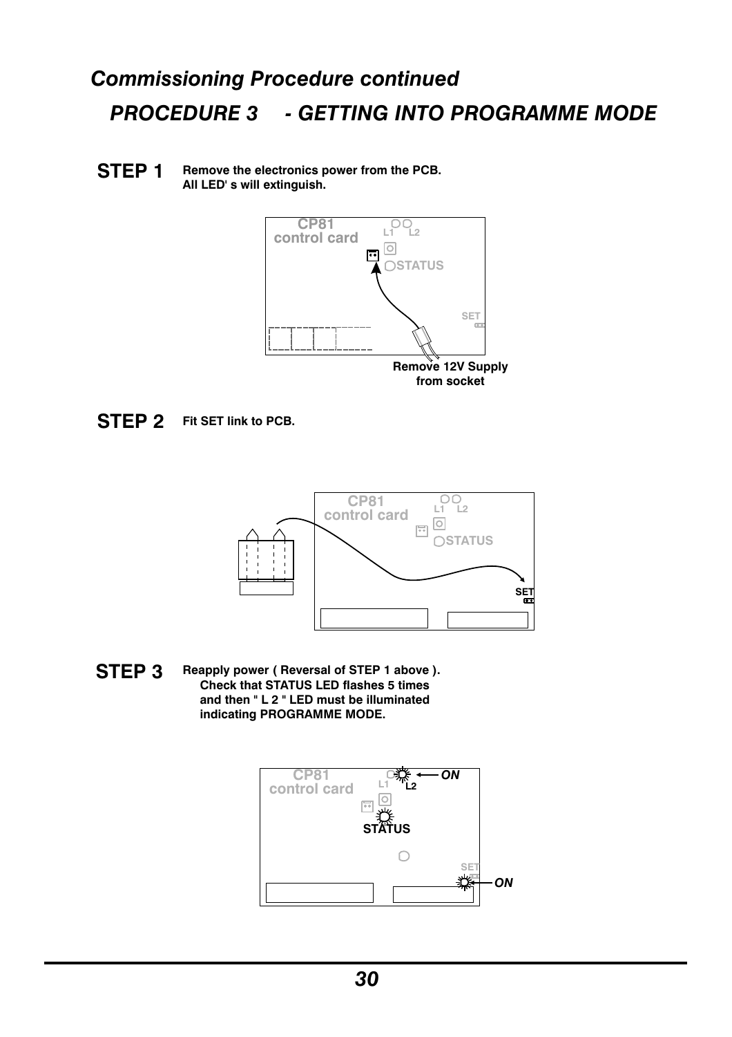## *Commissioning Procedure continued*

### *PROCEDURE 3 - GETTING INTO PROGRAMME MODE*

**STEP 1** **Remove the electronics power from the PCB. All LED' s will extinguish.**

**Remove 12V Supply from socket**

**STEP 2** **Fit SET link to PCB.**

**STEP 3** **Reapply power ( Reversal of STEP 1 above ). Check that STATUS LED flashes 5 times and then " L 2 " LED must be illuminated indicating PROGRAMME MODE.**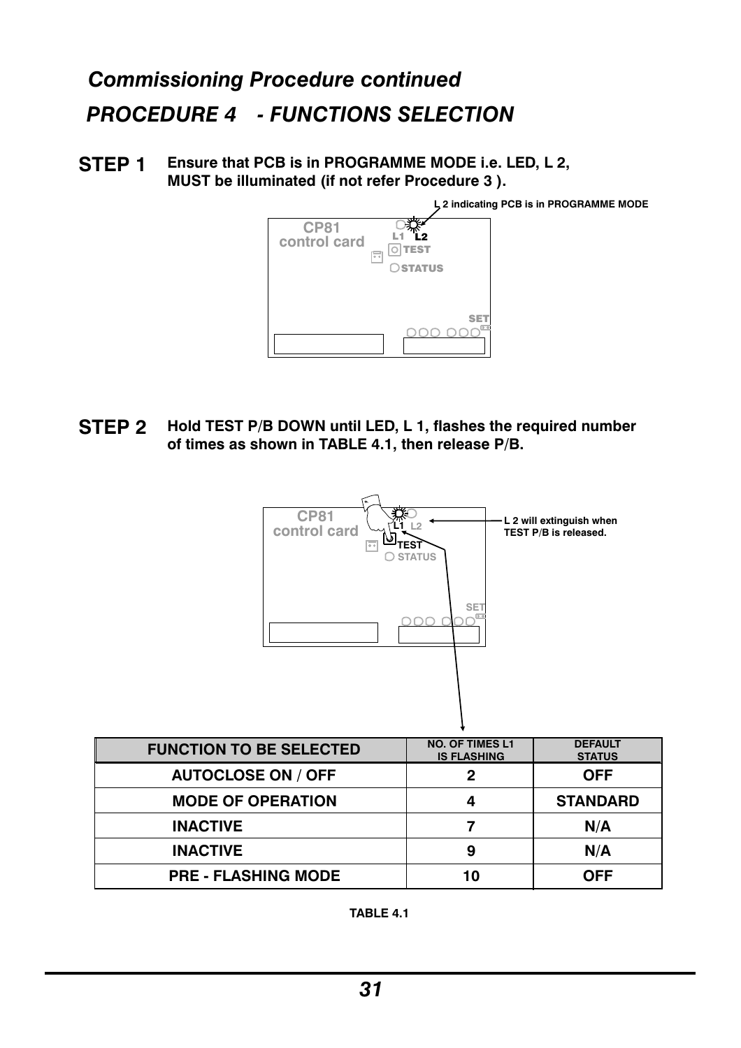## *Commissioning Procedure continued*

## *PROCEDURE 4 - FUNCTIONS SELECTION*

**STEP 1** **Ensure that PCB is in PROGRAMME MODE i.e. LED, L 2, MUST be illuminated (if not refer Procedure 3 ).**

L 2 indicating PCB is in PROGRAMME MODE

CP81 control card

**STEP 2** **Hold TEST P/B DOWN until LED, L 1, flashes the required number of times as shown in TABLE 4.1, then release P/B.**

L 2 will extinguish when TEST P/B is released.

CP81 control card

| FUNCTION TO BE SELECTED | NO. OF TIMES L1 IS FLASHING | DEFAULT STATUS |
|---|---|---|
| AUTOCLOSE ON / OFF | 2 | OFF |
| MODE OF OPERATION | 4 | STANDARD |
| INACTIVE | 7 | N/A |
| INACTIVE | 9 | N/A |
| PRE - FLASHING MODE | 10 | OFF |

**TABLE 4.1**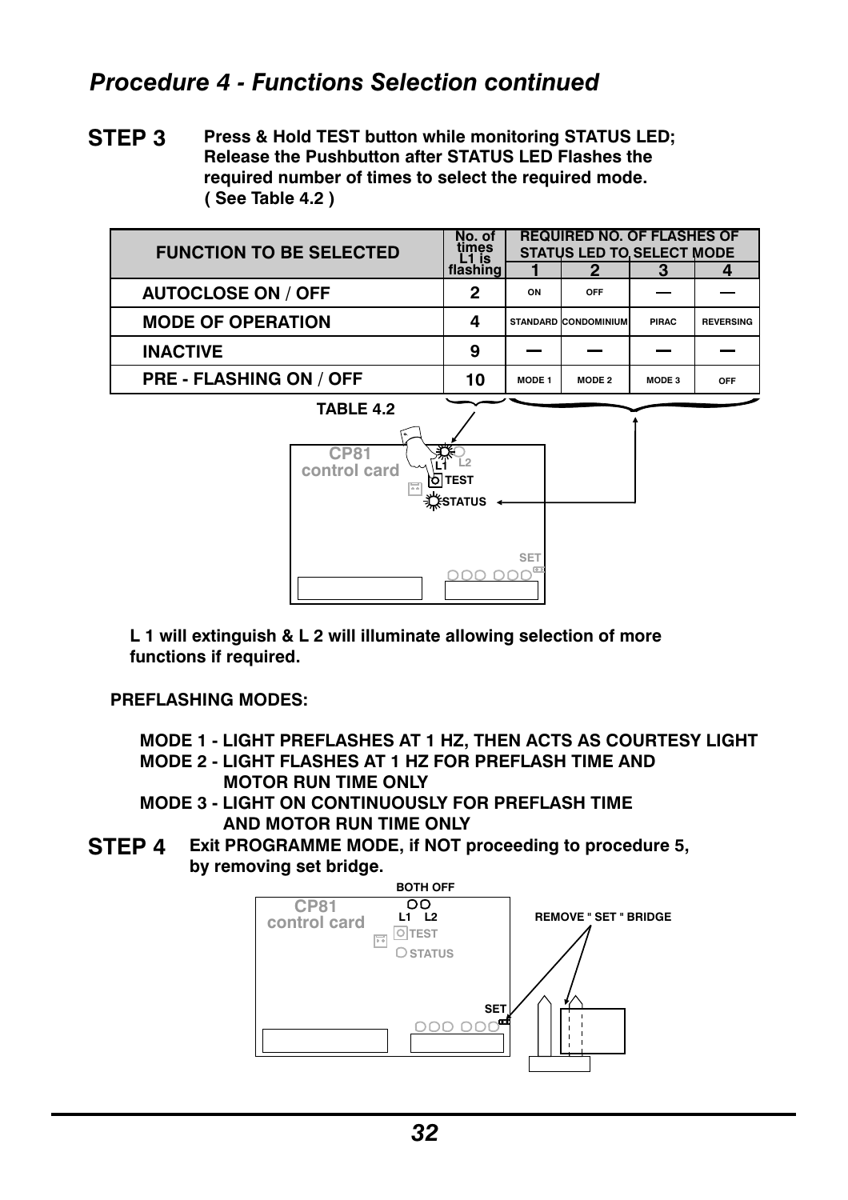# *Procedure 4 - Functions Selection continued*

**STEP 3** **Press & Hold TEST button while monitoring STATUS LED; Release the Pushbutton after STATUS LED Flashes the required number of times to select the required mode. ( See Table 4.2 )**

| FUNCTION TO BE SELECTED | No. of times L1 is flashing | REQUIRED NO. OF FLASHES OF STATUS LED TO SELECT MODE | | | |
|---|---|---|---|---|---|
| | | 1 | 2 | 3 | 4 |
| AUTOCLOSE ON / OFF | 2 | ON | OFF | — | — |
| MODE OF OPERATION | 4 | STANDARD | CONDOMINIUM | PIRAC | REVERSING |
| INACTIVE | 9 | — | — | — | — |
| PRE - FLASHING ON / OFF | 10 | MODE 1 | MODE 2 | MODE 3 | OFF |

**TABLE 4.2**

CP81 control card — L1, L2, TEST, STATUS, SET

**L 1 will extinguish & L 2 will illuminate allowing selection of more functions if required.**

**PREFLASHING MODES:**

**MODE 1 - LIGHT PREFLASHES AT 1 HZ, THEN ACTS AS COURTESY LIGHT**
**MODE 2 - LIGHT FLASHES AT 1 HZ FOR PREFLASH TIME AND MOTOR RUN TIME ONLY**
**MODE 3 - LIGHT ON CONTINUOUSLY FOR PREFLASH TIME AND MOTOR RUN TIME ONLY**

**STEP 4** **Exit PROGRAMME MODE, if NOT proceeding to procedure 5, by removing set bridge.**

BOTH OFF — CP81 control card — L1 L2 — TEST — STATUS — SET — REMOVE " SET " BRIDGE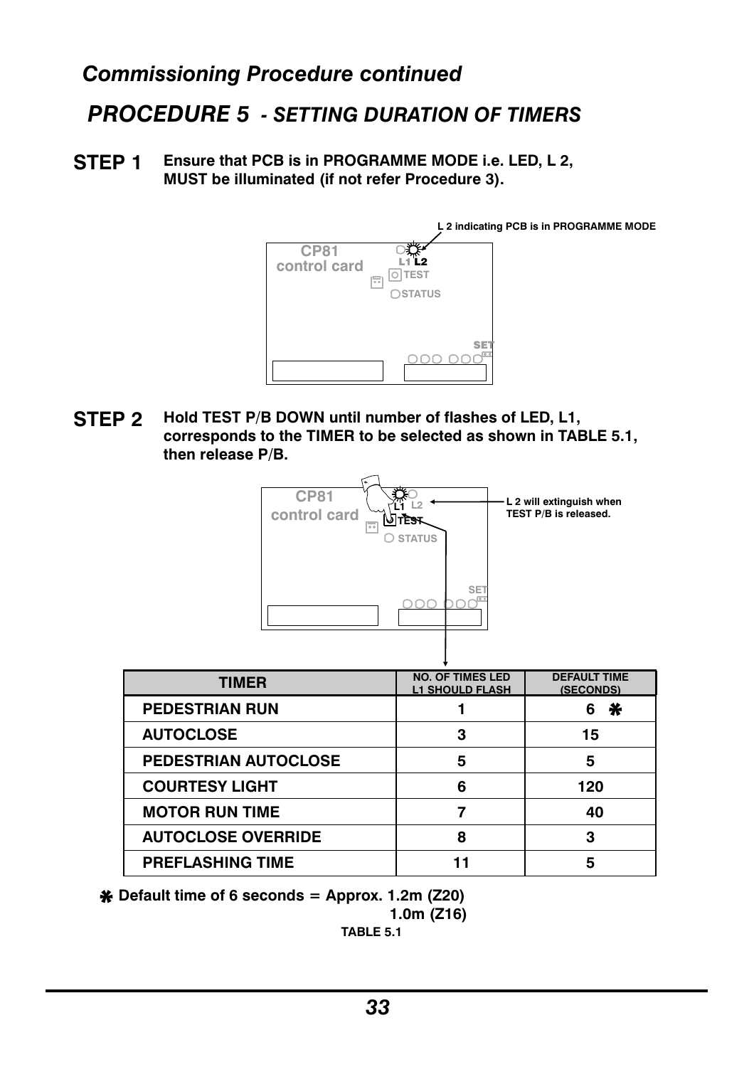## Commissioning Procedure continued

# PROCEDURE 5 - SETTING DURATION OF TIMERS

**STEP 1** **Ensure that PCB is in PROGRAMME MODE i.e. LED, L 2, MUST be illuminated (if not refer Procedure 3).**

L 2 indicating PCB is in PROGRAMME MODE

CP81 control card

L1 L2

TEST

STATUS

SET

**STEP 2** **Hold TEST P/B DOWN until number of flashes of LED, L1, corresponds to the TIMER to be selected as shown in TABLE 5.1, then release P/B.**

CP81 control card

L1 L2

TEST

STATUS

SET

L 2 will extinguish when TEST P/B is released.

| TIMER | NO. OF TIMES LED L1 SHOULD FLASH | DEFAULT TIME (SECONDS) |
|---|---|---|
| PEDESTRIAN RUN | 1 | 6 ✱ |
| AUTOCLOSE | 3 | 15 |
| PEDESTRIAN AUTOCLOSE | 5 | 5 |
| COURTESY LIGHT | 6 | 120 |
| MOTOR RUN TIME | 7 | 40 |
| AUTOCLOSE OVERRIDE | 8 | 3 |
| PREFLASHING TIME | 11 | 5 |

✱ Default time of 6 seconds = Approx. 1.2m (Z20)
1.0m (Z16)

**TABLE 5.1**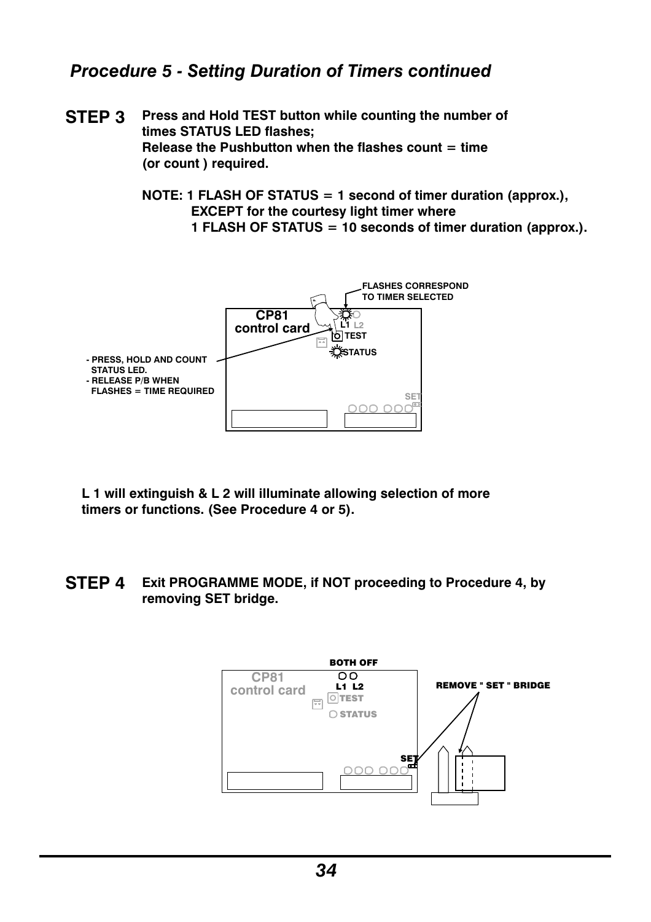## *Procedure 5 - Setting Duration of Timers continued*

**STEP 3** **Press and Hold TEST button while counting the number of times STATUS LED flashes; Release the Pushbutton when the flashes count = time (or count ) required.**

**NOTE: 1 FLASH OF STATUS = 1 second of timer duration (approx.), EXCEPT for the courtesy light timer where 1 FLASH OF STATUS = 10 seconds of timer duration (approx.).**

FLASHES CORRESPOND TO TIMER SELECTED

CP81 control card

L1 L2

TEST

STATUS

- PRESS, HOLD AND COUNT STATUS LED.
- RELEASE P/B WHEN FLASHES = TIME REQUIRED

SET

**L 1 will extinguish & L 2 will illuminate allowing selection of more timers or functions. (See Procedure 4 or 5).**

**STEP 4** **Exit PROGRAMME MODE, if NOT proceeding to Procedure 4, by removing SET bridge.**

BOTH OFF

CP81 control card

L1 L2

TEST

STATUS

SET

REMOVE " SET " BRIDGE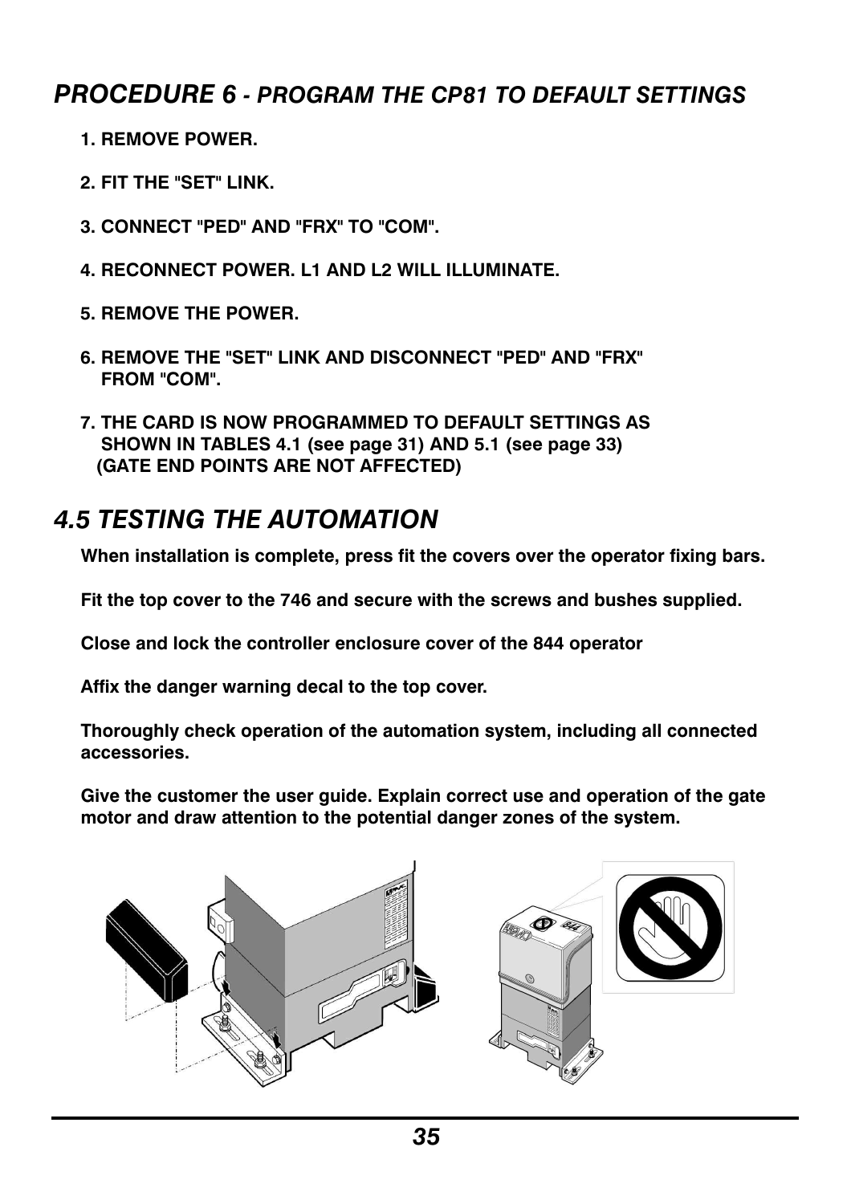## *PROCEDURE 6 - PROGRAM THE CP81 TO DEFAULT SETTINGS*

1. **REMOVE POWER.**
2. **FIT THE "SET" LINK.**
3. **CONNECT "PED" AND "FRX" TO "COM".**
4. **RECONNECT POWER. L1 AND L2 WILL ILLUMINATE.**
5. **REMOVE THE POWER.**
6. **REMOVE THE "SET" LINK AND DISCONNECT "PED" AND "FRX" FROM "COM".**
7. **THE CARD IS NOW PROGRAMMED TO DEFAULT SETTINGS AS SHOWN IN TABLES 4.1 (see page 31) AND 5.1 (see page 33) (GATE END POINTS ARE NOT AFFECTED)**

## *4.5 TESTING THE AUTOMATION*

**When installation is complete, press fit the covers over the operator fixing bars.**

**Fit the top cover to the 746 and secure with the screws and bushes supplied.**

**Close and lock the controller enclosure cover of the 844 operator**

**Affix the danger warning decal to the top cover.**

**Thoroughly check operation of the automation system, including all connected accessories.**

**Give the customer the user guide. Explain correct use and operation of the gate motor and draw attention to the potential danger zones of the system.**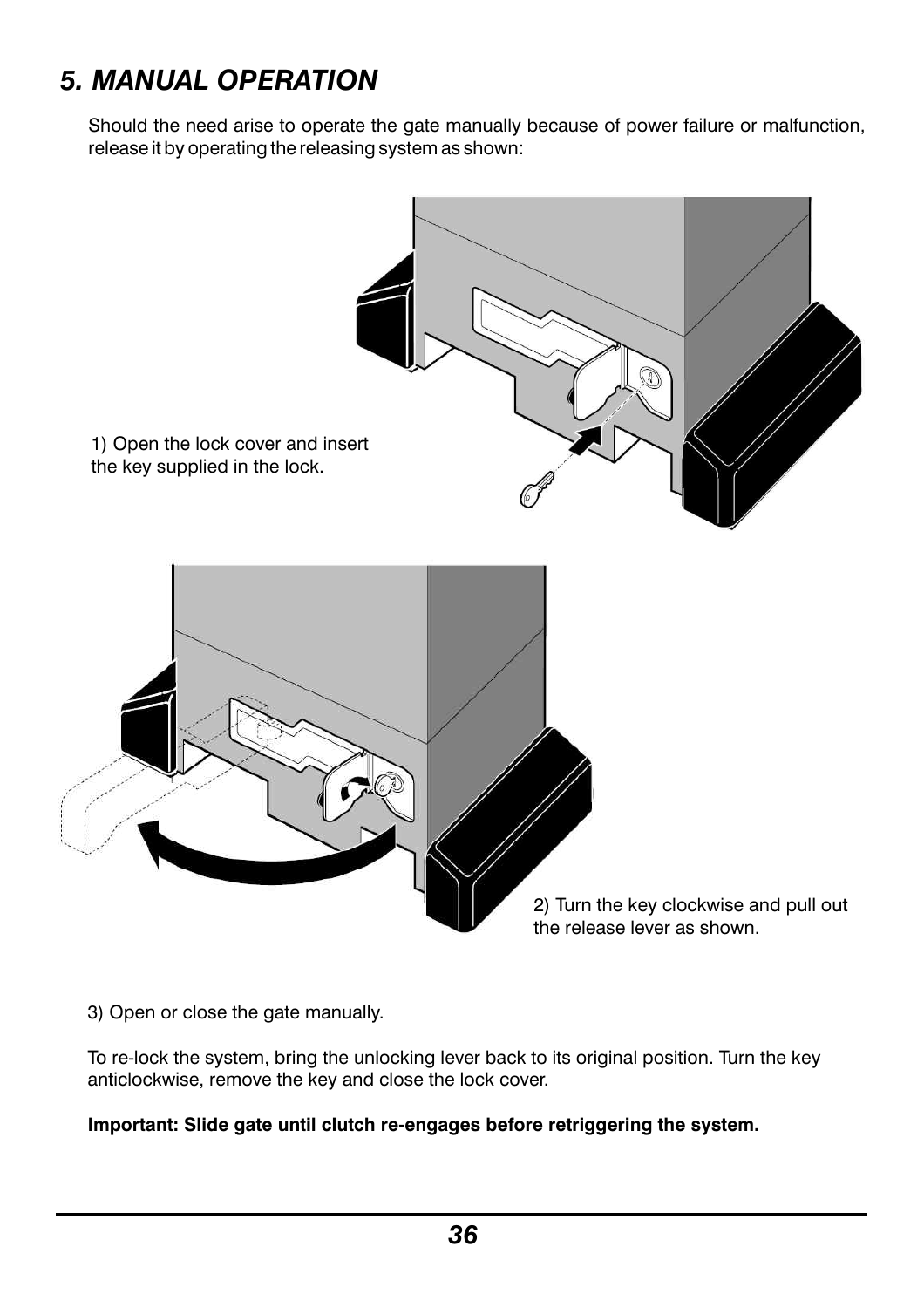# 5. MANUAL OPERATION

Should the need arise to operate the gate manually because of power failure or malfunction, release it by operating the releasing system as shown:

1) Open the lock cover and insert the key supplied in the lock.

2) Turn the key clockwise and pull out the release lever as shown.

3) Open or close the gate manually.

To re-lock the system, bring the unlocking lever back to its original position. Turn the key anticlockwise, remove the key and close the lock cover.

**Important: Slide gate until clutch re-engages before retriggering the system.**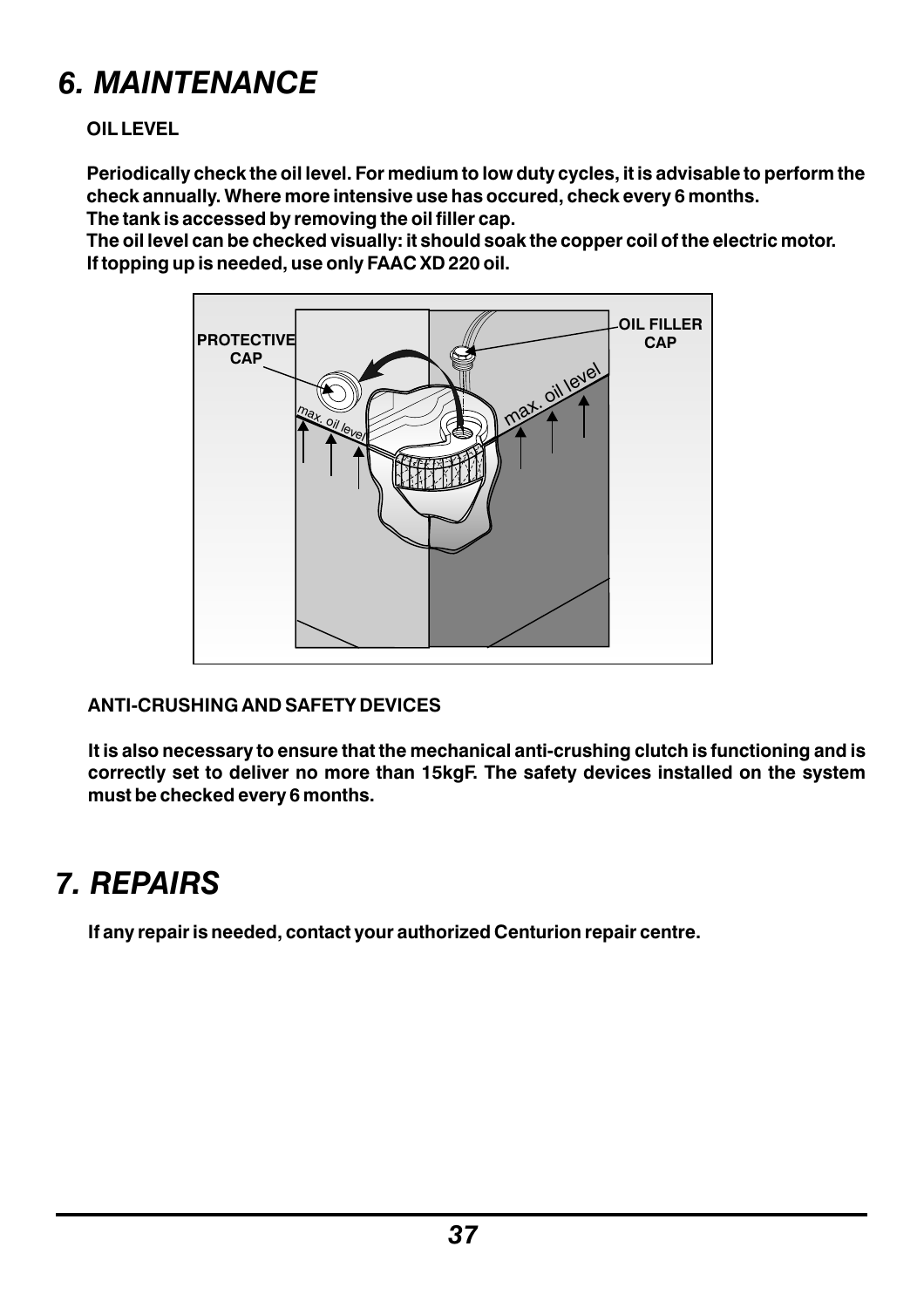# 6. MAINTENANCE

**OIL LEVEL**

**Periodically check the oil level. For medium to low duty cycles, it is advisable to perform the check annually. Where more intensive use has occured, check every 6 months.**
**The tank is accessed by removing the oil filler cap.**
**The oil level can be checked visually: it should soak the copper coil of the electric motor.**
**If topping up is needed, use only FAAC XD 220 oil.**

**ANTI-CRUSHING AND SAFETY DEVICES**

**It is also necessary to ensure that the mechanical anti-crushing clutch is functioning and is correctly set to deliver no more than 15kgF. The safety devices installed on the system must be checked every 6 months.**

# 7. REPAIRS

**If any repair is needed, contact your authorized Centurion repair centre.**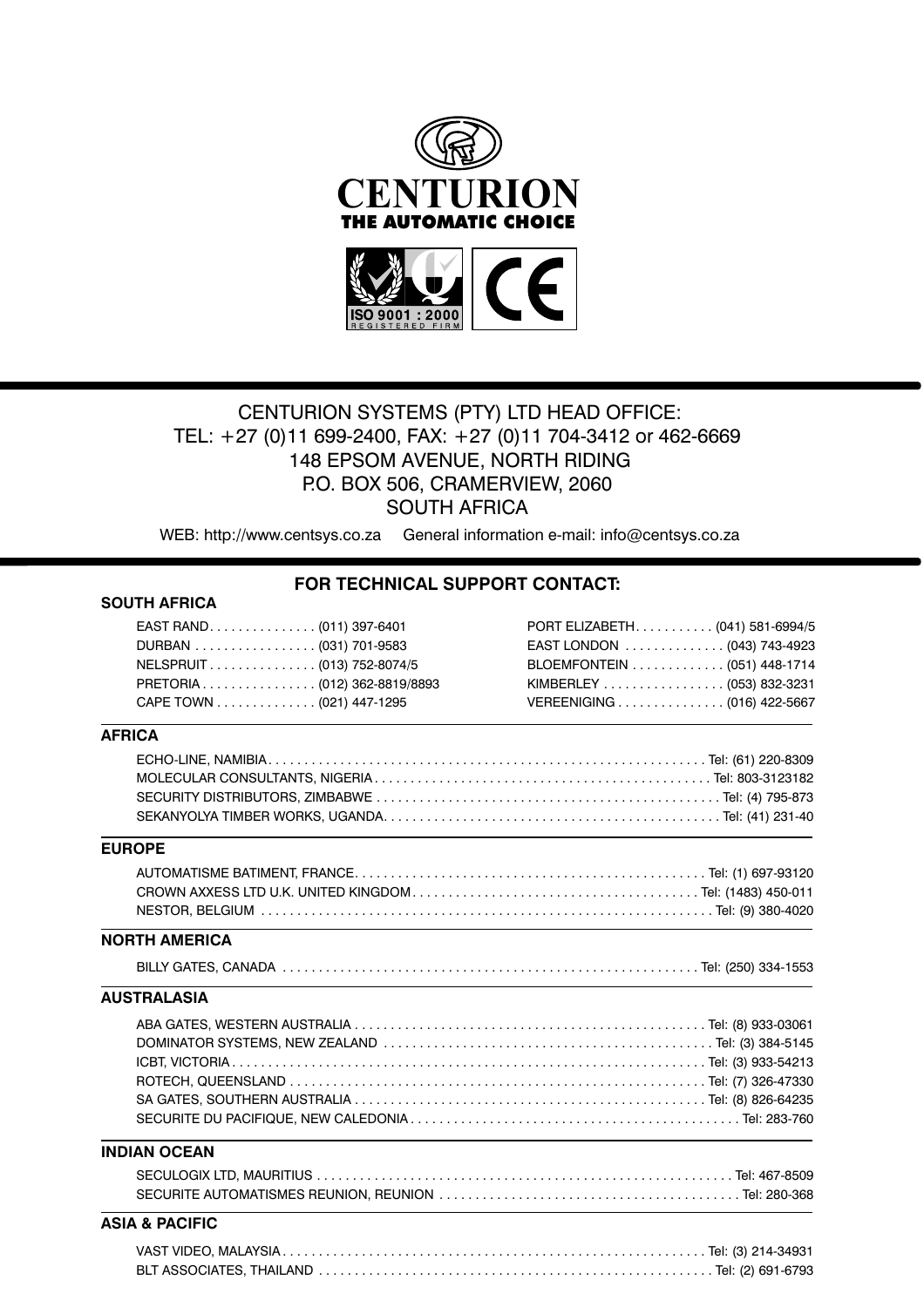# CENTURION

**THE AUTOMATIC CHOICE**

ISO 9001 : 2000
REGISTERED FIRM

CE

CENTURION SYSTEMS (PTY) LTD HEAD OFFICE:
TEL: +27 (0)11 699-2400, FAX: +27 (0)11 704-3412 or 462-6669
148 EPSOM AVENUE, NORTH RIDING
P.O. BOX 506, CRAMERVIEW, 2060
SOUTH AFRICA

WEB: http://www.centsys.co.za     General information e-mail: info@centsys.co.za

## FOR TECHNICAL SUPPORT CONTACT:

### SOUTH AFRICA

EAST RAND. . . . . . . . . . . . . . (011) 397-6401
DURBAN . . . . . . . . . . . . . . . . (031) 701-9583
NELSPRUIT . . . . . . . . . . . . . . (013) 752-8074/5
PRETORIA . . . . . . . . . . . . . . . (012) 362-8819/8893
CAPE TOWN . . . . . . . . . . . . . (021) 447-1295
PORT ELIZABETH. . . . . . . . . . (041) 581-6994/5
EAST LONDON . . . . . . . . . . . . . (043) 743-4923
BLOEMFONTEIN . . . . . . . . . . . . (051) 448-1714
KIMBERLEY . . . . . . . . . . . . . . . . (053) 832-3231
VEREENIGING . . . . . . . . . . . . . . (016) 422-5667

### AFRICA

ECHO-LINE, NAMIBIA . . . . . . . . . . . . . . . . . . . . . . . . . . . . . . . . . . . . . . . . . . . . . . . . . . . . . . . . . . Tel: (61) 220-8309
MOLECULAR CONSULTANTS, NIGERIA . . . . . . . . . . . . . . . . . . . . . . . . . . . . . . . . . . . . . . . . . . . . Tel: 803-3123182
SECURITY DISTRIBUTORS, ZIMBABWE . . . . . . . . . . . . . . . . . . . . . . . . . . . . . . . . . . . . . . . . . . . . . . Tel: (4) 795-873
SEKANYOLYA TIMBER WORKS, UGANDA. . . . . . . . . . . . . . . . . . . . . . . . . . . . . . . . . . . . . . . . . . . . . Tel: (41) 231-40

### EUROPE

AUTOMATISME BATIMENT, FRANCE. . . . . . . . . . . . . . . . . . . . . . . . . . . . . . . . . . . . . . . . . . . . . . . Tel: (1) 697-93120
CROWN AXXESS LTD U.K. UNITED KINGDOM . . . . . . . . . . . . . . . . . . . . . . . . . . . . . . . . . . . . . . Tel: (1483) 450-011
NESTOR, BELGIUM . . . . . . . . . . . . . . . . . . . . . . . . . . . . . . . . . . . . . . . . . . . . . . . . . . . . . . . . . . . . . Tel: (9) 380-4020

### NORTH AMERICA

BILLY GATES, CANADA . . . . . . . . . . . . . . . . . . . . . . . . . . . . . . . . . . . . . . . . . . . . . . . . . . . . . . . . Tel: (250) 334-1553

### AUSTRALASIA

ABA GATES, WESTERN AUSTRALIA . . . . . . . . . . . . . . . . . . . . . . . . . . . . . . . . . . . . . . . . . . . . . . . Tel: (8) 933-03061
DOMINATOR SYSTEMS, NEW ZEALAND . . . . . . . . . . . . . . . . . . . . . . . . . . . . . . . . . . . . . . . . . . . . Tel: (3) 384-5145
ICBT, VICTORIA . . . . . . . . . . . . . . . . . . . . . . . . . . . . . . . . . . . . . . . . . . . . . . . . . . . . . . . . . . . . . . . Tel: (3) 933-54213
ROTECH, QUEENSLAND . . . . . . . . . . . . . . . . . . . . . . . . . . . . . . . . . . . . . . . . . . . . . . . . . . . . . . . . Tel: (7) 326-47330
SA GATES, SOUTHERN AUSTRALIA . . . . . . . . . . . . . . . . . . . . . . . . . . . . . . . . . . . . . . . . . . . . . . . Tel: (8) 826-64235
SECURITE DU PACIFIQUE, NEW CALEDONIA . . . . . . . . . . . . . . . . . . . . . . . . . . . . . . . . . . . . . . . . . . . Tel: 283-760

### INDIAN OCEAN

SECULOGIX LTD, MAURITIUS . . . . . . . . . . . . . . . . . . . . . . . . . . . . . . . . . . . . . . . . . . . . . . . . . . . . . . . Tel: 467-8509
SECURITE AUTOMATISMES REUNION, REUNION . . . . . . . . . . . . . . . . . . . . . . . . . . . . . . . . . . . . . . . . Tel: 280-368

### ASIA & PACIFIC

VAST VIDEO, MALAYSIA . . . . . . . . . . . . . . . . . . . . . . . . . . . . . . . . . . . . . . . . . . . . . . . . . . . . . . . . . Tel: (3) 214-34931
BLT ASSOCIATES, THAILAND . . . . . . . . . . . . . . . . . . . . . . . . . . . . . . . . . . . . . . . . . . . . . . . . . . . . . Tel: (2) 691-6793